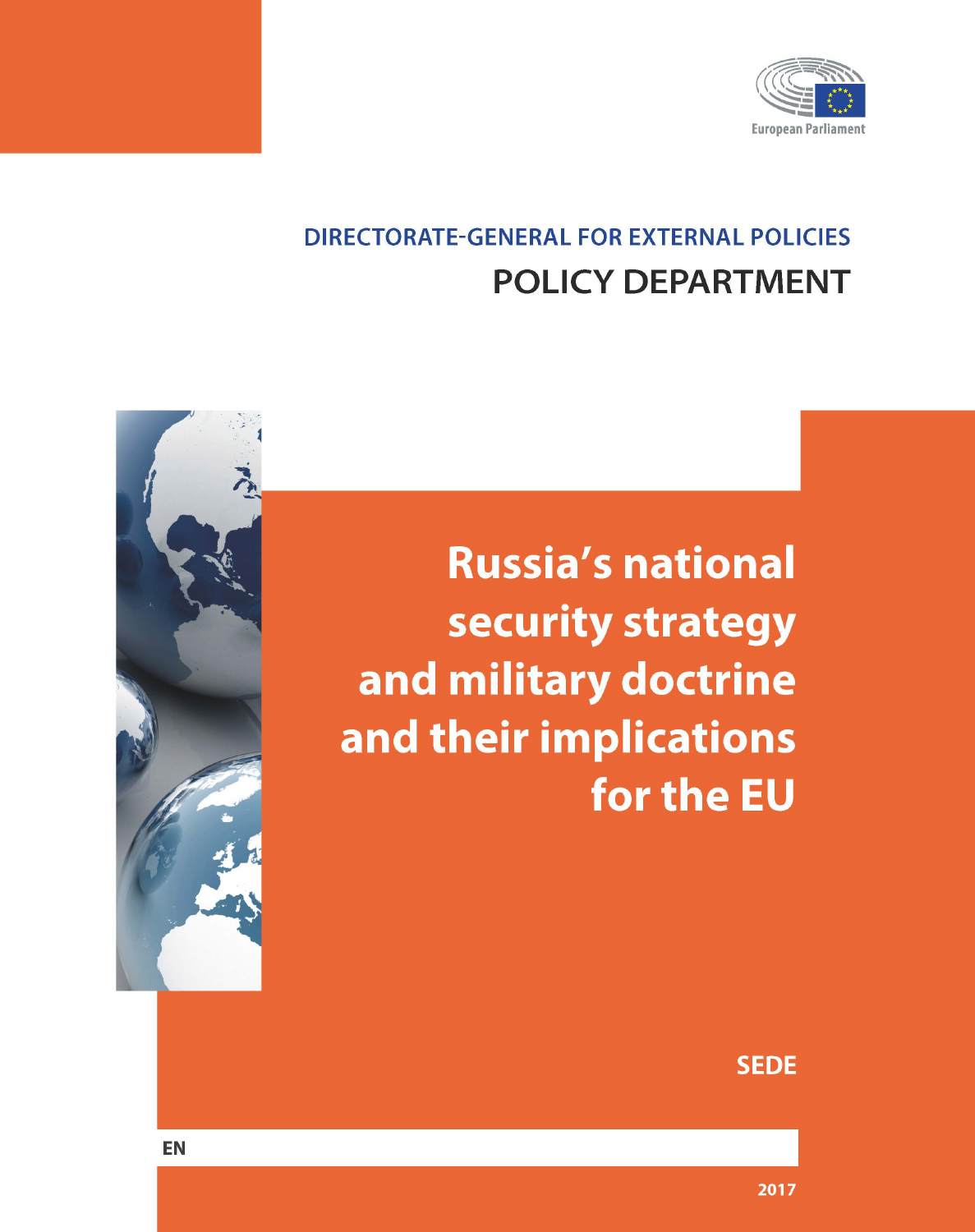European Parliament

DIRECTORATE-GENERAL FOR EXTERNAL POLICIES

POLICY DEPARTMENT

# Russia's national security strategy and military doctrine and their implications for the EU

SEDE

EN

2017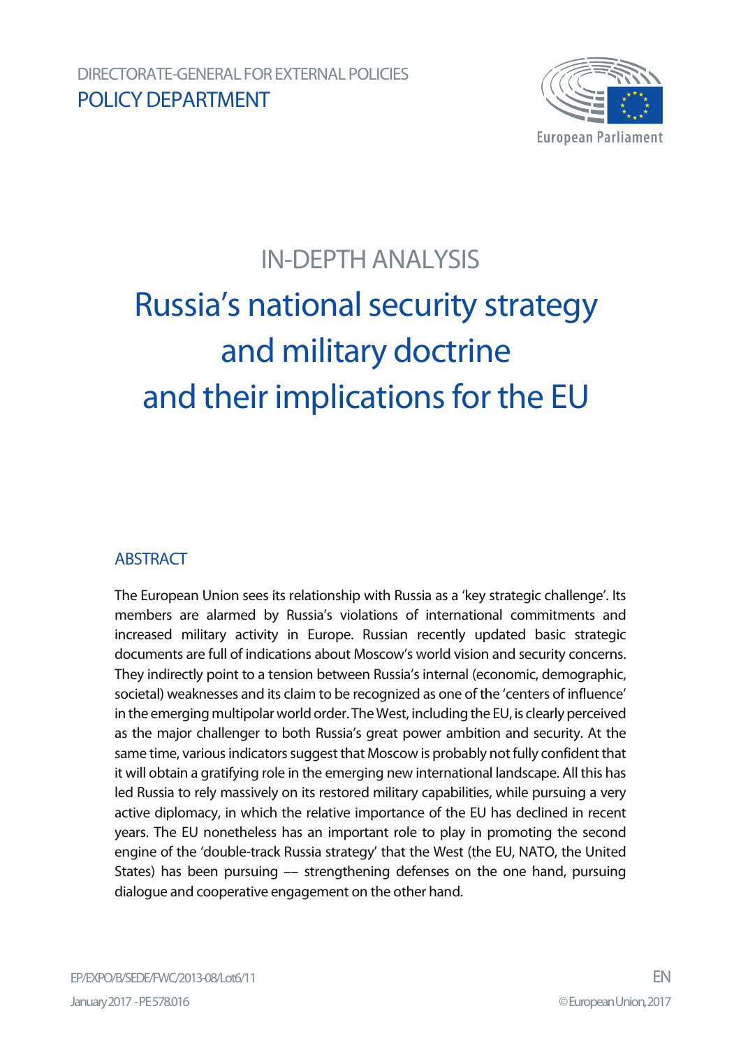DIRECTORATE-GENERAL FOR EXTERNAL POLICIES

POLICY DEPARTMENT

IN-DEPTH ANALYSIS

# Russia's national security strategy and military doctrine and their implications for the EU

## ABSTRACT

The European Union sees its relationship with Russia as a 'key strategic challenge'. Its members are alarmed by Russia's violations of international commitments and increased military activity in Europe. Russian recently updated basic strategic documents are full of indications about Moscow's world vision and security concerns. They indirectly point to a tension between Russia's internal (economic, demographic, societal) weaknesses and its claim to be recognized as one of the 'centers of influence' in the emerging multipolar world order. The West, including the EU, is clearly perceived as the major challenger to both Russia's great power ambition and security. At the same time, various indicators suggest that Moscow is probably not fully confident that it will obtain a gratifying role in the emerging new international landscape. All this has led Russia to rely massively on its restored military capabilities, while pursuing a very active diplomacy, in which the relative importance of the EU has declined in recent years. The EU nonetheless has an important role to play in promoting the second engine of the 'double-track Russia strategy' that the West (the EU, NATO, the United States) has been pursuing –– strengthening defenses on the one hand, pursuing dialogue and cooperative engagement on the other hand.

EP/EXPO/B/SEDE/FWC/2013-08/Lot6/11

January 2017 - PE 578.016

EN

© European Union, 2017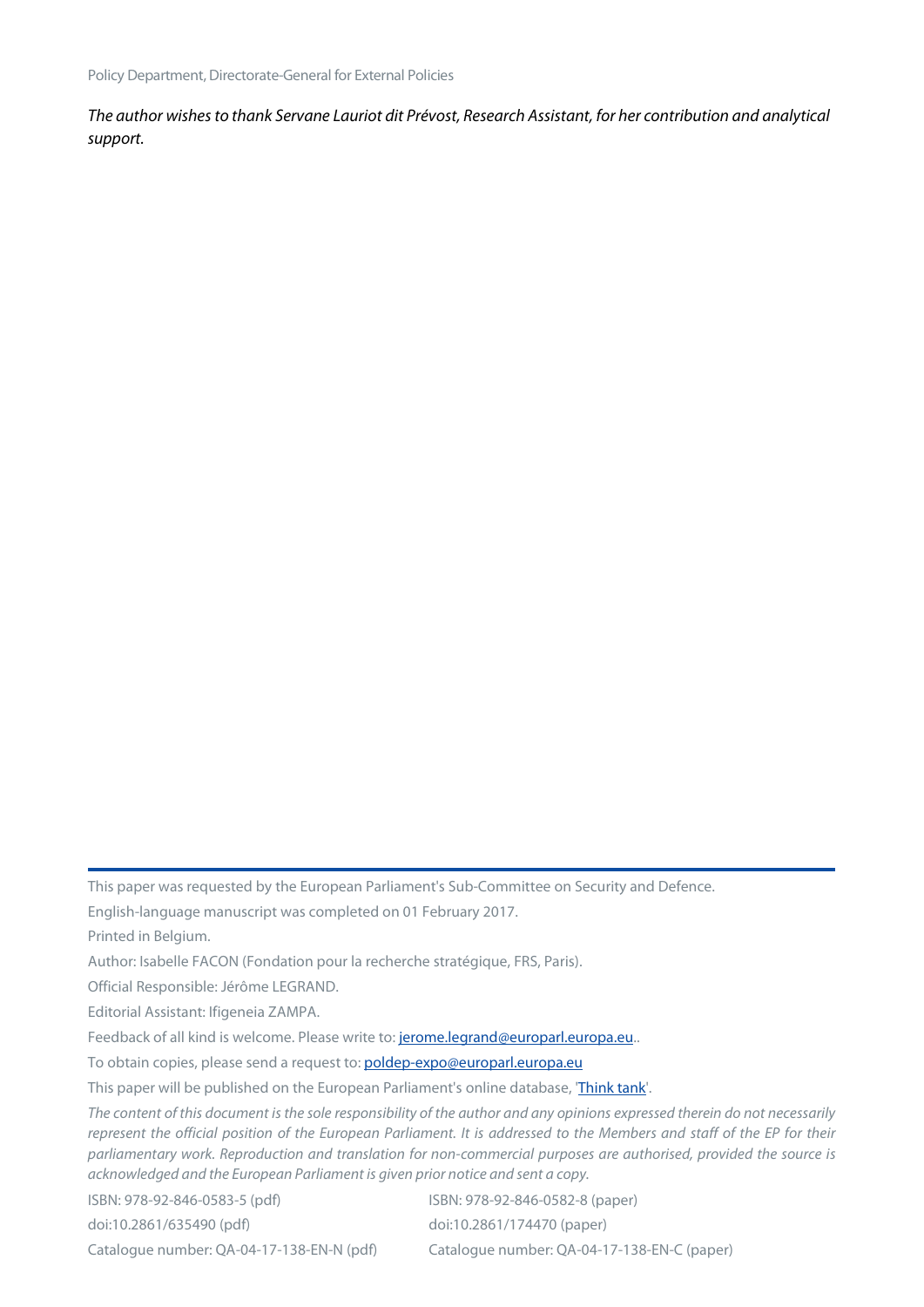*The author wishes to thank Servane Lauriot dit Prévost, Research Assistant, for her contribution and analytical support.*

---

This paper was requested by the European Parliament's Sub-Committee on Security and Defence.

English-language manuscript was completed on 01 February 2017.

Printed in Belgium.

Author: Isabelle FACON (Fondation pour la recherche stratégique, FRS, Paris).

Official Responsible: Jérôme LEGRAND.

Editorial Assistant: Ifigeneia ZAMPA.

Feedback of all kind is welcome. Please write to: jerome.legrand@europarl.europa.eu..

To obtain copies, please send a request to: poldep-expo@europarl.europa.eu

This paper will be published on the European Parliament's online database, 'Think tank'.

*The content of this document is the sole responsibility of the author and any opinions expressed therein do not necessarily represent the official position of the European Parliament. It is addressed to the Members and staff of the EP for their parliamentary work. Reproduction and translation for non-commercial purposes are authorised, provided the source is acknowledged and the European Parliament is given prior notice and sent a copy.*

ISBN: 978-92-846-0583-5 (pdf)
doi:10.2861/635490 (pdf)
Catalogue number: QA-04-17-138-EN-N (pdf)

ISBN: 978-92-846-0582-8 (paper)
doi:10.2861/174470 (paper)
Catalogue number: QA-04-17-138-EN-C (paper)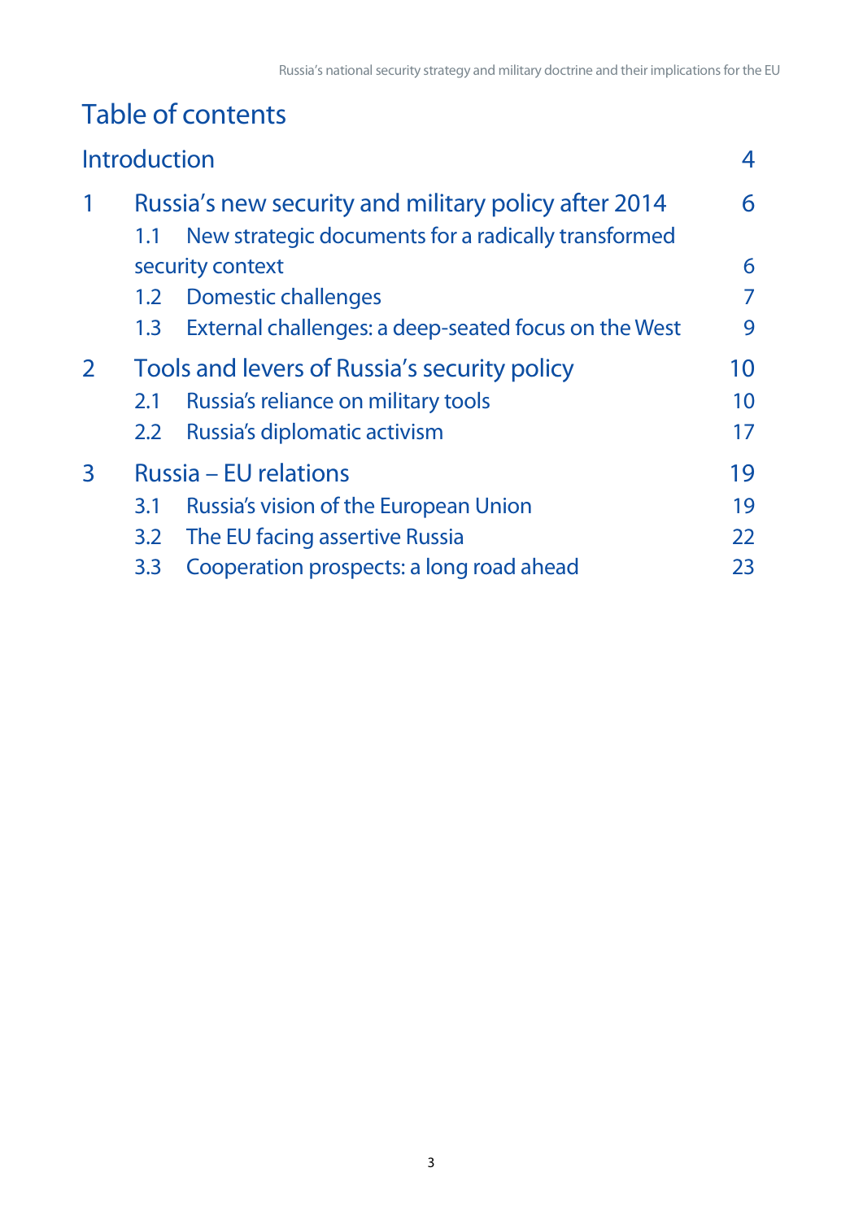# Table of contents

| | | |
|---|---|---|
| Introduction | | 4 |
| 1 | Russia's new security and military policy after 2014 | 6 |
| | 1.1 New strategic documents for a radically transformed security context | 6 |
| | 1.2 Domestic challenges | 7 |
| | 1.3 External challenges: a deep-seated focus on the West | 9 |
| 2 | Tools and levers of Russia's security policy | 10 |
| | 2.1 Russia's reliance on military tools | 10 |
| | 2.2 Russia's diplomatic activism | 17 |
| 3 | Russia – EU relations | 19 |
| | 3.1 Russia's vision of the European Union | 19 |
| | 3.2 The EU facing assertive Russia | 22 |
| | 3.3 Cooperation prospects: a long road ahead | 23 |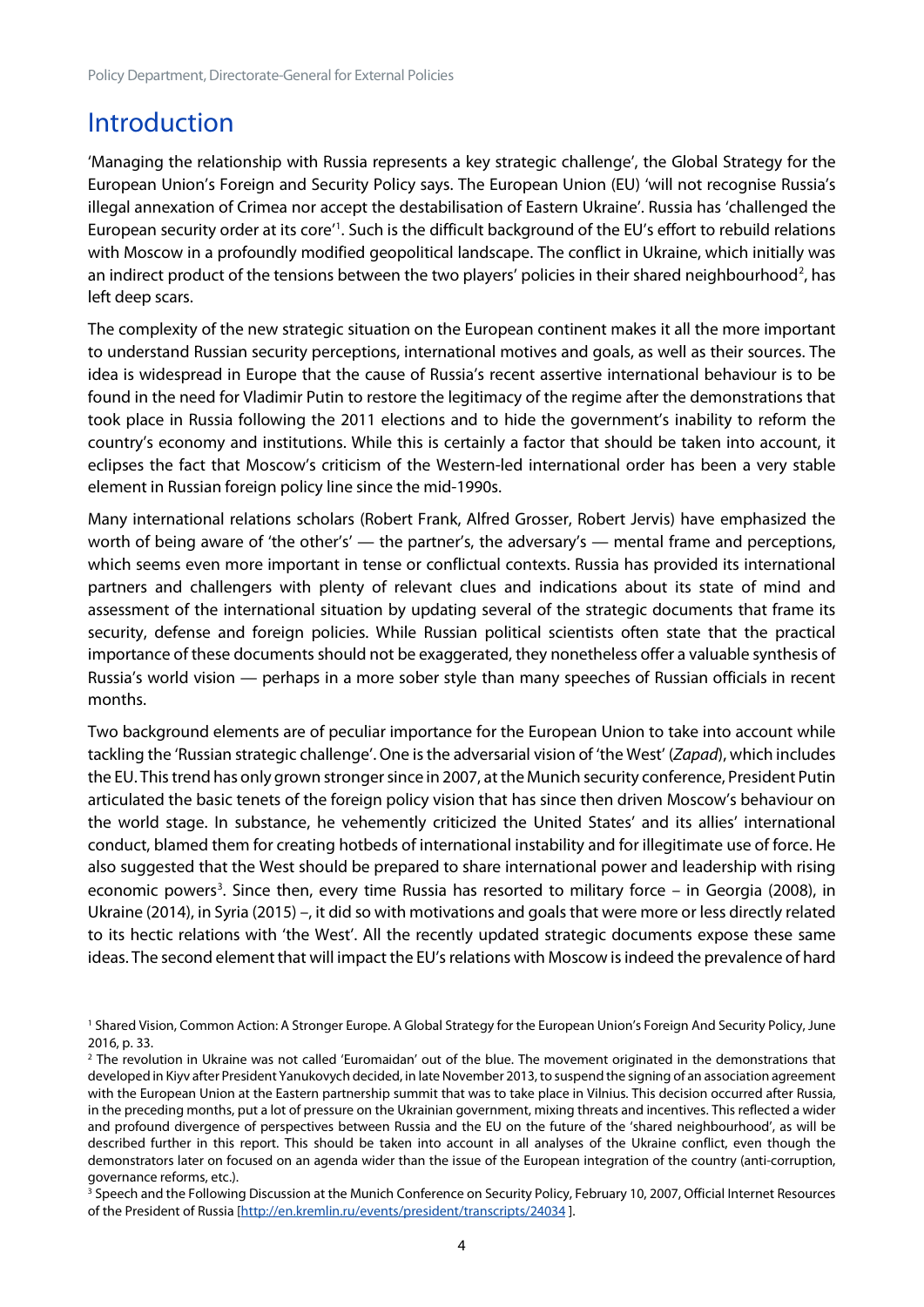# Introduction

'Managing the relationship with Russia represents a key strategic challenge', the Global Strategy for the European Union's Foreign and Security Policy says. The European Union (EU) 'will not recognise Russia's illegal annexation of Crimea nor accept the destabilisation of Eastern Ukraine'. Russia has 'challenged the European security order at its core'[1]. Such is the difficult background of the EU's effort to rebuild relations with Moscow in a profoundly modified geopolitical landscape. The conflict in Ukraine, which initially was an indirect product of the tensions between the two players' policies in their shared neighbourhood[2], has left deep scars.

The complexity of the new strategic situation on the European continent makes it all the more important to understand Russian security perceptions, international motives and goals, as well as their sources. The idea is widespread in Europe that the cause of Russia's recent assertive international behaviour is to be found in the need for Vladimir Putin to restore the legitimacy of the regime after the demonstrations that took place in Russia following the 2011 elections and to hide the government's inability to reform the country's economy and institutions. While this is certainly a factor that should be taken into account, it eclipses the fact that Moscow's criticism of the Western-led international order has been a very stable element in Russian foreign policy line since the mid-1990s.

Many international relations scholars (Robert Frank, Alfred Grosser, Robert Jervis) have emphasized the worth of being aware of 'the other's' — the partner's, the adversary's — mental frame and perceptions, which seems even more important in tense or conflictual contexts. Russia has provided its international partners and challengers with plenty of relevant clues and indications about its state of mind and assessment of the international situation by updating several of the strategic documents that frame its security, defense and foreign policies. While Russian political scientists often state that the practical importance of these documents should not be exaggerated, they nonetheless offer a valuable synthesis of Russia's world vision — perhaps in a more sober style than many speeches of Russian officials in recent months.

Two background elements are of peculiar importance for the European Union to take into account while tackling the 'Russian strategic challenge'. One is the adversarial vision of 'the West' (*Zapad*), which includes the EU. This trend has only grown stronger since in 2007, at the Munich security conference, President Putin articulated the basic tenets of the foreign policy vision that has since then driven Moscow's behaviour on the world stage. In substance, he vehemently criticized the United States' and its allies' international conduct, blamed them for creating hotbeds of international instability and for illegitimate use of force. He also suggested that the West should be prepared to share international power and leadership with rising economic powers[3]. Since then, every time Russia has resorted to military force – in Georgia (2008), in Ukraine (2014), in Syria (2015) –, it did so with motivations and goals that were more or less directly related to its hectic relations with 'the West'. All the recently updated strategic documents expose these same ideas. The second element that will impact the EU's relations with Moscow is indeed the prevalence of hard

---

[1] Shared Vision, Common Action: A Stronger Europe. A Global Strategy for the European Union's Foreign And Security Policy, June 2016, p. 33.

[2] The revolution in Ukraine was not called 'Euromaidan' out of the blue. The movement originated in the demonstrations that developed in Kiyv after President Yanukovych decided, in late November 2013, to suspend the signing of an association agreement with the European Union at the Eastern partnership summit that was to take place in Vilnius. This decision occurred after Russia, in the preceding months, put a lot of pressure on the Ukrainian government, mixing threats and incentives. This reflected a wider and profound divergence of perspectives between Russia and the EU on the future of the 'shared neighbourhood', as will be described further in this report. This should be taken into account in all analyses of the Ukraine conflict, even though the demonstrators later on focused on an agenda wider than the issue of the European integration of the country (anti-corruption, governance reforms, etc.).

[3] Speech and the Following Discussion at the Munich Conference on Security Policy, February 10, 2007, Official Internet Resources of the President of Russia [http://en.kremlin.ru/events/president/transcripts/24034 ].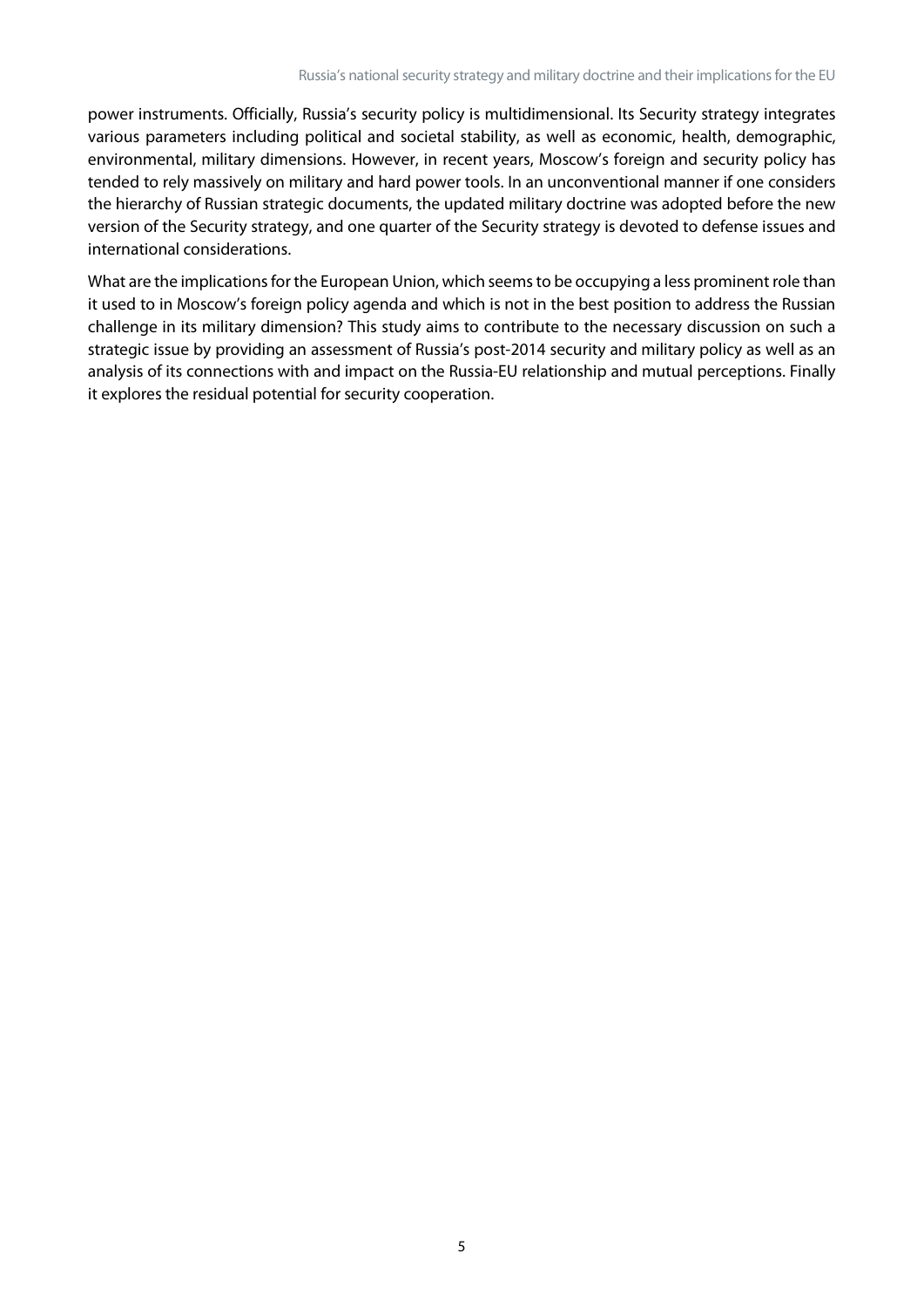power instruments. Officially, Russia's security policy is multidimensional. Its Security strategy integrates various parameters including political and societal stability, as well as economic, health, demographic, environmental, military dimensions. However, in recent years, Moscow's foreign and security policy has tended to rely massively on military and hard power tools. In an unconventional manner if one considers the hierarchy of Russian strategic documents, the updated military doctrine was adopted before the new version of the Security strategy, and one quarter of the Security strategy is devoted to defense issues and international considerations.

What are the implications for the European Union, which seems to be occupying a less prominent role than it used to in Moscow's foreign policy agenda and which is not in the best position to address the Russian challenge in its military dimension? This study aims to contribute to the necessary discussion on such a strategic issue by providing an assessment of Russia's post-2014 security and military policy as well as an analysis of its connections with and impact on the Russia-EU relationship and mutual perceptions. Finally it explores the residual potential for security cooperation.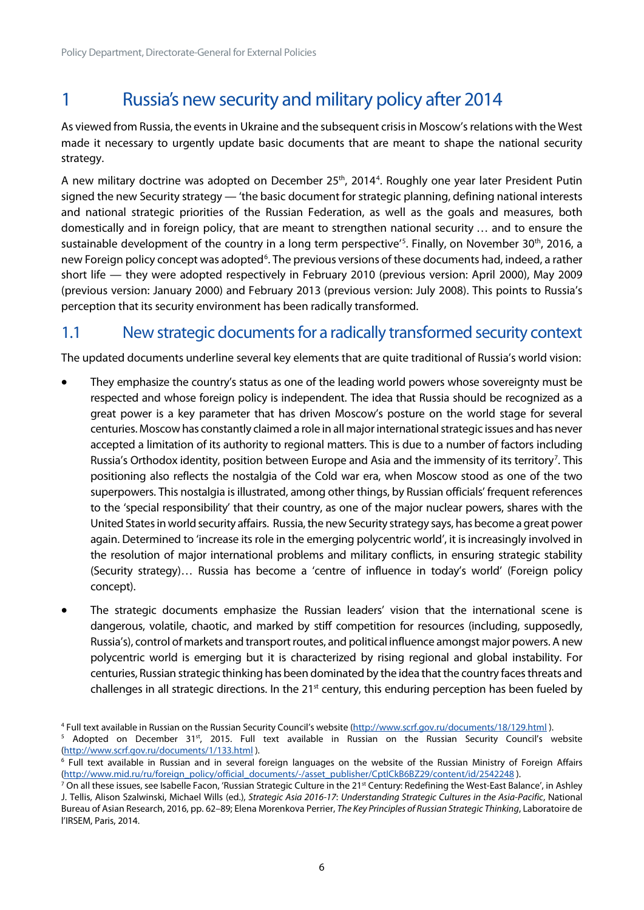# 1 Russia's new security and military policy after 2014

As viewed from Russia, the events in Ukraine and the subsequent crisis in Moscow's relations with the West made it necessary to urgently update basic documents that are meant to shape the national security strategy.

A new military doctrine was adopted on December 25th, 2014[4]. Roughly one year later President Putin signed the new Security strategy — 'the basic document for strategic planning, defining national interests and national strategic priorities of the Russian Federation, as well as the goals and measures, both domestically and in foreign policy, that are meant to strengthen national security … and to ensure the sustainable development of the country in a long term perspective'[5]. Finally, on November 30th, 2016, a new Foreign policy concept was adopted[6]. The previous versions of these documents had, indeed, a rather short life — they were adopted respectively in February 2010 (previous version: April 2000), May 2009 (previous version: January 2000) and February 2013 (previous version: July 2008). This points to Russia's perception that its security environment has been radically transformed.

## 1.1 New strategic documents for a radically transformed security context

The updated documents underline several key elements that are quite traditional of Russia's world vision:

- They emphasize the country's status as one of the leading world powers whose sovereignty must be respected and whose foreign policy is independent. The idea that Russia should be recognized as a great power is a key parameter that has driven Moscow's posture on the world stage for several centuries. Moscow has constantly claimed a role in all major international strategic issues and has never accepted a limitation of its authority to regional matters. This is due to a number of factors including Russia's Orthodox identity, position between Europe and Asia and the immensity of its territory[7]. This positioning also reflects the nostalgia of the Cold war era, when Moscow stood as one of the two superpowers. This nostalgia is illustrated, among other things, by Russian officials' frequent references to the 'special responsibility' that their country, as one of the major nuclear powers, shares with the United States in world security affairs. Russia, the new Security strategy says, has become a great power again. Determined to 'increase its role in the emerging polycentric world', it is increasingly involved in the resolution of major international problems and military conflicts, in ensuring strategic stability (Security strategy)… Russia has become a 'centre of influence in today's world' (Foreign policy concept).
- The strategic documents emphasize the Russian leaders' vision that the international scene is dangerous, volatile, chaotic, and marked by stiff competition for resources (including, supposedly, Russia's), control of markets and transport routes, and political influence amongst major powers. A new polycentric world is emerging but it is characterized by rising regional and global instability. For centuries, Russian strategic thinking has been dominated by the idea that the country faces threats and challenges in all strategic directions. In the 21st century, this enduring perception has been fueled by

[4] Full text available in Russian on the Russian Security Council's website (http://www.scrf.gov.ru/documents/18/129.html ).

[5] Adopted on December 31st, 2015. Full text available in Russian on the Russian Security Council's website (http://www.scrf.gov.ru/documents/1/133.html ).

[6] Full text available in Russian and in several foreign languages on the website of the Russian Ministry of Foreign Affairs (http://www.mid.ru/ru/foreign_policy/official_documents/-/asset_publisher/CptICkB6BZ29/content/id/2542248 ).

[7] On all these issues, see Isabelle Facon, 'Russian Strategic Culture in the 21st Century: Redefining the West-East Balance', in Ashley J. Tellis, Alison Szalwinski, Michael Wills (ed.), *Strategic Asia 2016-17: Understanding Strategic Cultures in the Asia-Pacific*, National Bureau of Asian Research, 2016, pp. 62–89; Elena Morenkova Perrier, *The Key Principles of Russian Strategic Thinking*, Laboratoire de l'IRSEM, Paris, 2014.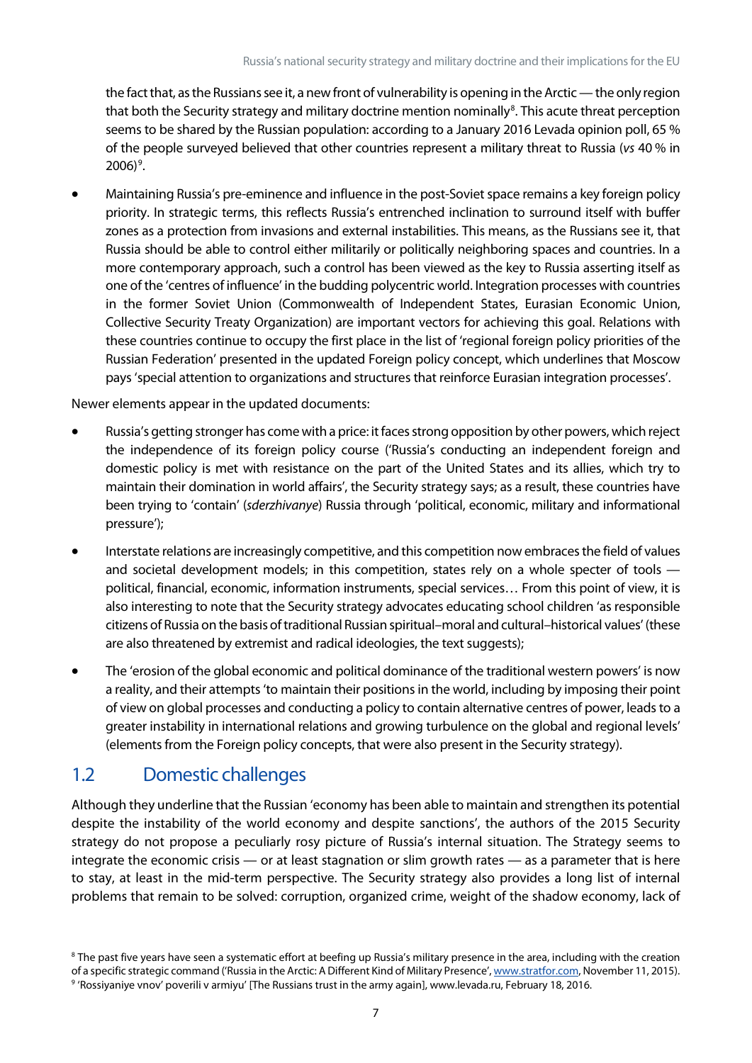the fact that, as the Russians see it, a new front of vulnerability is opening in the Arctic — the only region that both the Security strategy and military doctrine mention nominally[8]. This acute threat perception seems to be shared by the Russian population: according to a January 2016 Levada opinion poll, 65 % of the people surveyed believed that other countries represent a military threat to Russia (*vs* 40 % in 2006)[9].

- Maintaining Russia's pre-eminence and influence in the post-Soviet space remains a key foreign policy priority. In strategic terms, this reflects Russia's entrenched inclination to surround itself with buffer zones as a protection from invasions and external instabilities. This means, as the Russians see it, that Russia should be able to control either militarily or politically neighboring spaces and countries. In a more contemporary approach, such a control has been viewed as the key to Russia asserting itself as one of the 'centres of influence' in the budding polycentric world. Integration processes with countries in the former Soviet Union (Commonwealth of Independent States, Eurasian Economic Union, Collective Security Treaty Organization) are important vectors for achieving this goal. Relations with these countries continue to occupy the first place in the list of 'regional foreign policy priorities of the Russian Federation' presented in the updated Foreign policy concept, which underlines that Moscow pays 'special attention to organizations and structures that reinforce Eurasian integration processes'.

Newer elements appear in the updated documents:

- Russia's getting stronger has come with a price: it faces strong opposition by other powers, which reject the independence of its foreign policy course ('Russia's conducting an independent foreign and domestic policy is met with resistance on the part of the United States and its allies, which try to maintain their domination in world affairs', the Security strategy says; as a result, these countries have been trying to 'contain' (*sderzhivanye*) Russia through 'political, economic, military and informational pressure');
- Interstate relations are increasingly competitive, and this competition now embraces the field of values and societal development models; in this competition, states rely on a whole specter of tools — political, financial, economic, information instruments, special services… From this point of view, it is also interesting to note that the Security strategy advocates educating school children 'as responsible citizens of Russia on the basis of traditional Russian spiritual–moral and cultural–historical values' (these are also threatened by extremist and radical ideologies, the text suggests);
- The 'erosion of the global economic and political dominance of the traditional western powers' is now a reality, and their attempts 'to maintain their positions in the world, including by imposing their point of view on global processes and conducting a policy to contain alternative centres of power, leads to a greater instability in international relations and growing turbulence on the global and regional levels' (elements from the Foreign policy concepts, that were also present in the Security strategy).

## 1.2 Domestic challenges

Although they underline that the Russian 'economy has been able to maintain and strengthen its potential despite the instability of the world economy and despite sanctions', the authors of the 2015 Security strategy do not propose a peculiarly rosy picture of Russia's internal situation. The Strategy seems to integrate the economic crisis — or at least stagnation or slim growth rates — as a parameter that is here to stay, at least in the mid-term perspective. The Security strategy also provides a long list of internal problems that remain to be solved: corruption, organized crime, weight of the shadow economy, lack of

[8] The past five years have seen a systematic effort at beefing up Russia's military presence in the area, including with the creation of a specific strategic command ('Russia in the Arctic: A Different Kind of Military Presence', www.stratfor.com, November 11, 2015).

[9] 'Rossiyaniye vnov' poverili v armiyu' [The Russians trust in the army again], www.levada.ru, February 18, 2016.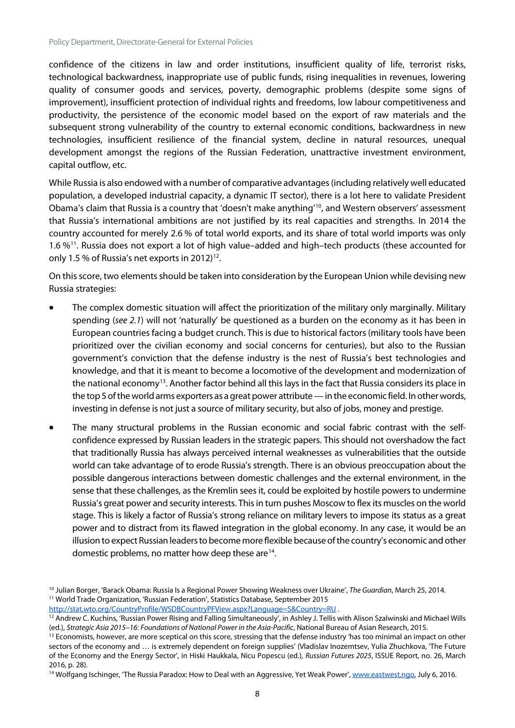confidence of the citizens in law and order institutions, insufficient quality of life, terrorist risks, technological backwardness, inappropriate use of public funds, rising inequalities in revenues, lowering quality of consumer goods and services, poverty, demographic problems (despite some signs of improvement), insufficient protection of individual rights and freedoms, low labour competitiveness and productivity, the persistence of the economic model based on the export of raw materials and the subsequent strong vulnerability of the country to external economic conditions, backwardness in new technologies, insufficient resilience of the financial system, decline in natural resources, unequal development amongst the regions of the Russian Federation, unattractive investment environment, capital outflow, etc.

While Russia is also endowed with a number of comparative advantages (including relatively well educated population, a developed industrial capacity, a dynamic IT sector), there is a lot here to validate President Obama's claim that Russia is a country that 'doesn't make anything'[10], and Western observers' assessment that Russia's international ambitions are not justified by its real capacities and strengths. In 2014 the country accounted for merely 2.6 % of total world exports, and its share of total world imports was only 1.6 %[11]. Russia does not export a lot of high value–added and high–tech products (these accounted for only 1.5 % of Russia's net exports in 2012)[12].

On this score, two elements should be taken into consideration by the European Union while devising new Russia strategies:

- The complex domestic situation will affect the prioritization of the military only marginally. Military spending (*see 2.1*) will not 'naturally' be questioned as a burden on the economy as it has been in European countries facing a budget crunch. This is due to historical factors (military tools have been prioritized over the civilian economy and social concerns for centuries), but also to the Russian government's conviction that the defense industry is the nest of Russia's best technologies and knowledge, and that it is meant to become a locomotive of the development and modernization of the national economy[13]. Another factor behind all this lays in the fact that Russia considers its place in the top 5 of the world arms exporters as a great power attribute — in the economic field. In other words, investing in defense is not just a source of military security, but also of jobs, money and prestige.
- The many structural problems in the Russian economic and social fabric contrast with the self-confidence expressed by Russian leaders in the strategic papers. This should not overshadow the fact that traditionally Russia has always perceived internal weaknesses as vulnerabilities that the outside world can take advantage of to erode Russia's strength. There is an obvious preoccupation about the possible dangerous interactions between domestic challenges and the external environment, in the sense that these challenges, as the Kremlin sees it, could be exploited by hostile powers to undermine Russia's great power and security interests. This in turn pushes Moscow to flex its muscles on the world stage. This is likely a factor of Russia's strong reliance on military levers to impose its status as a great power and to distract from its flawed integration in the global economy. In any case, it would be an illusion to expect Russian leaders to become more flexible because of the country's economic and other domestic problems, no matter how deep these are[14].

---

[10] Julian Borger, 'Barack Obama: Russia Is a Regional Power Showing Weakness over Ukraine', *The Guardian*, March 25, 2014.

[11] World Trade Organization, 'Russian Federation', Statistics Database, September 2015 http://stat.wto.org/CountryProfile/WSDBCountryPFView.aspx?Language=S&Country=RU .

[12] Andrew C. Kuchins, 'Russian Power Rising and Falling Simultaneously', in Ashley J. Tellis with Alison Szalwinski and Michael Wills (ed.), *Strategic Asia 2015–16*: *Foundations of National Power in the Asia-Pacific*, National Bureau of Asian Research, 2015.

[13] Economists, however, are more sceptical on this score, stressing that the defense industry 'has too minimal an impact on other sectors of the economy and … is extremely dependent on foreign supplies' (Vladislav Inozemtsev, Yulia Zhuchkova, 'The Future of the Economy and the Energy Sector', in Hiski Haukkala, Nicu Popescu (ed.), *Russian Futures 2025*, ISSUE Report, no. 26, March 2016, p. 28).

[14] Wolfgang Ischinger, 'The Russia Paradox: How to Deal with an Aggressive, Yet Weak Power', www.eastwest.ngo, July 6, 2016.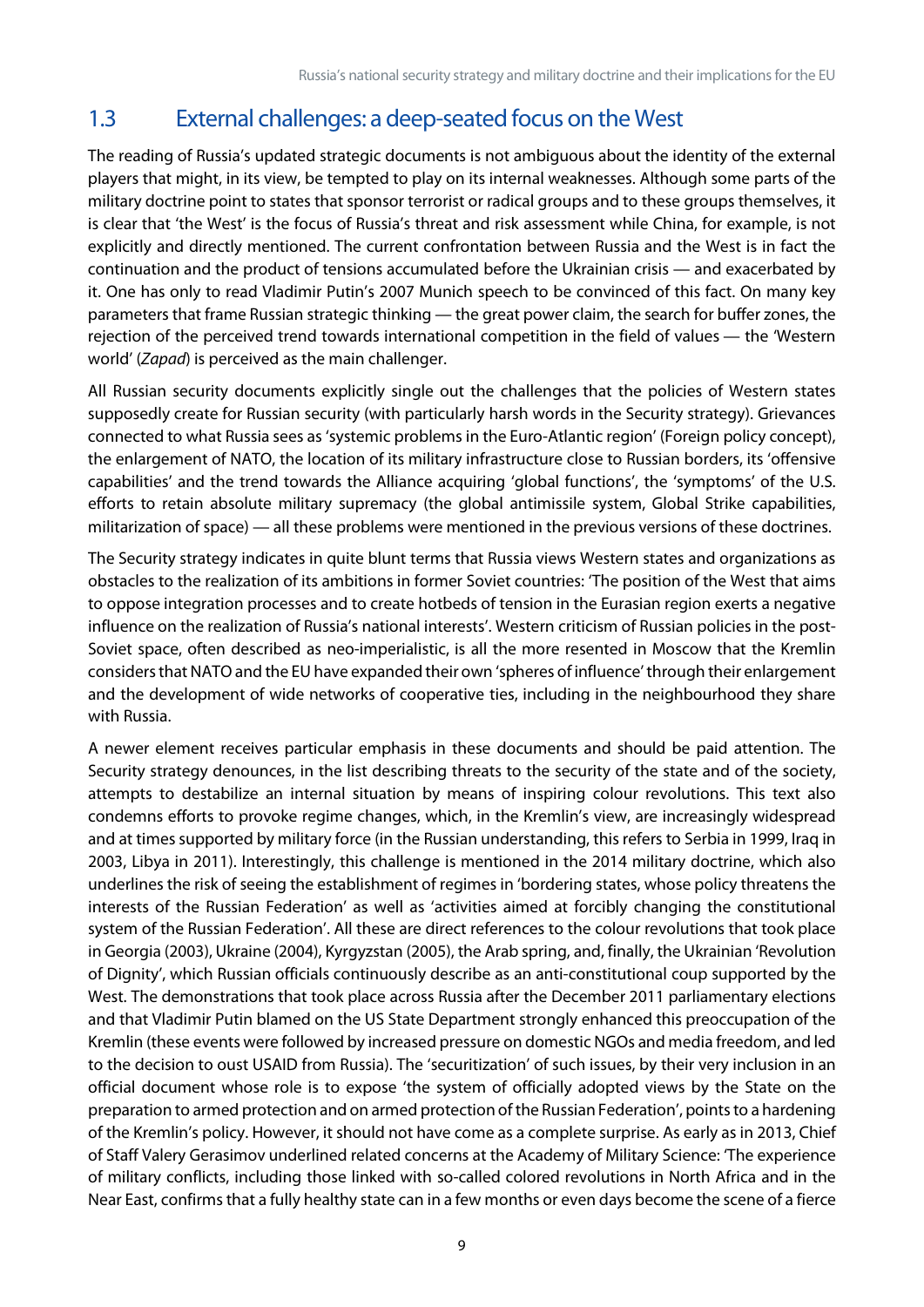## 1.3 External challenges: a deep-seated focus on the West

The reading of Russia's updated strategic documents is not ambiguous about the identity of the external players that might, in its view, be tempted to play on its internal weaknesses. Although some parts of the military doctrine point to states that sponsor terrorist or radical groups and to these groups themselves, it is clear that 'the West' is the focus of Russia's threat and risk assessment while China, for example, is not explicitly and directly mentioned. The current confrontation between Russia and the West is in fact the continuation and the product of tensions accumulated before the Ukrainian crisis — and exacerbated by it. One has only to read Vladimir Putin's 2007 Munich speech to be convinced of this fact. On many key parameters that frame Russian strategic thinking — the great power claim, the search for buffer zones, the rejection of the perceived trend towards international competition in the field of values — the 'Western world' (*Zapad*) is perceived as the main challenger.

All Russian security documents explicitly single out the challenges that the policies of Western states supposedly create for Russian security (with particularly harsh words in the Security strategy). Grievances connected to what Russia sees as 'systemic problems in the Euro-Atlantic region' (Foreign policy concept), the enlargement of NATO, the location of its military infrastructure close to Russian borders, its 'offensive capabilities' and the trend towards the Alliance acquiring 'global functions', the 'symptoms' of the U.S. efforts to retain absolute military supremacy (the global antimissile system, Global Strike capabilities, militarization of space) — all these problems were mentioned in the previous versions of these doctrines.

The Security strategy indicates in quite blunt terms that Russia views Western states and organizations as obstacles to the realization of its ambitions in former Soviet countries: 'The position of the West that aims to oppose integration processes and to create hotbeds of tension in the Eurasian region exerts a negative influence on the realization of Russia's national interests'. Western criticism of Russian policies in the post-Soviet space, often described as neo-imperialistic, is all the more resented in Moscow that the Kremlin considers that NATO and the EU have expanded their own 'spheres of influence' through their enlargement and the development of wide networks of cooperative ties, including in the neighbourhood they share with Russia.

A newer element receives particular emphasis in these documents and should be paid attention. The Security strategy denounces, in the list describing threats to the security of the state and of the society, attempts to destabilize an internal situation by means of inspiring colour revolutions. This text also condemns efforts to provoke regime changes, which, in the Kremlin's view, are increasingly widespread and at times supported by military force (in the Russian understanding, this refers to Serbia in 1999, Iraq in 2003, Libya in 2011). Interestingly, this challenge is mentioned in the 2014 military doctrine, which also underlines the risk of seeing the establishment of regimes in 'bordering states, whose policy threatens the interests of the Russian Federation' as well as 'activities aimed at forcibly changing the constitutional system of the Russian Federation'. All these are direct references to the colour revolutions that took place in Georgia (2003), Ukraine (2004), Kyrgyzstan (2005), the Arab spring, and, finally, the Ukrainian 'Revolution of Dignity', which Russian officials continuously describe as an anti-constitutional coup supported by the West. The demonstrations that took place across Russia after the December 2011 parliamentary elections and that Vladimir Putin blamed on the US State Department strongly enhanced this preoccupation of the Kremlin (these events were followed by increased pressure on domestic NGOs and media freedom, and led to the decision to oust USAID from Russia). The 'securitization' of such issues, by their very inclusion in an official document whose role is to expose 'the system of officially adopted views by the State on the preparation to armed protection and on armed protection of the Russian Federation', points to a hardening of the Kremlin's policy. However, it should not have come as a complete surprise. As early as in 2013, Chief of Staff Valery Gerasimov underlined related concerns at the Academy of Military Science: 'The experience of military conflicts, including those linked with so-called colored revolutions in North Africa and in the Near East, confirms that a fully healthy state can in a few months or even days become the scene of a fierce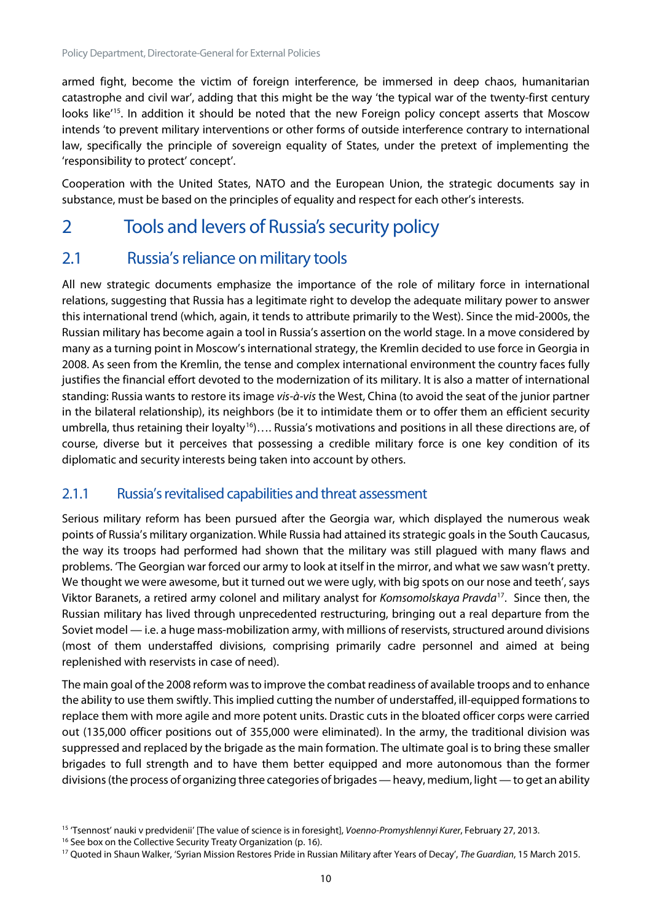armed fight, become the victim of foreign interference, be immersed in deep chaos, humanitarian catastrophe and civil war', adding that this might be the way 'the typical war of the twenty-first century looks like'[15]. In addition it should be noted that the new Foreign policy concept asserts that Moscow intends 'to prevent military interventions or other forms of outside interference contrary to international law, specifically the principle of sovereign equality of States, under the pretext of implementing the 'responsibility to protect' concept'.

Cooperation with the United States, NATO and the European Union, the strategic documents say in substance, must be based on the principles of equality and respect for each other's interests.

# 2 Tools and levers of Russia's security policy

## 2.1 Russia's reliance on military tools

All new strategic documents emphasize the importance of the role of military force in international relations, suggesting that Russia has a legitimate right to develop the adequate military power to answer this international trend (which, again, it tends to attribute primarily to the West). Since the mid-2000s, the Russian military has become again a tool in Russia's assertion on the world stage. In a move considered by many as a turning point in Moscow's international strategy, the Kremlin decided to use force in Georgia in 2008. As seen from the Kremlin, the tense and complex international environment the country faces fully justifies the financial effort devoted to the modernization of its military. It is also a matter of international standing: Russia wants to restore its image *vis-à-vis* the West, China (to avoid the seat of the junior partner in the bilateral relationship), its neighbors (be it to intimidate them or to offer them an efficient security umbrella, thus retaining their loyalty[16])…. Russia's motivations and positions in all these directions are, of course, diverse but it perceives that possessing a credible military force is one key condition of its diplomatic and security interests being taken into account by others.

### 2.1.1 Russia's revitalised capabilities and threat assessment

Serious military reform has been pursued after the Georgia war, which displayed the numerous weak points of Russia's military organization. While Russia had attained its strategic goals in the South Caucasus, the way its troops had performed had shown that the military was still plagued with many flaws and problems. 'The Georgian war forced our army to look at itself in the mirror, and what we saw wasn't pretty. We thought we were awesome, but it turned out we were ugly, with big spots on our nose and teeth', says Viktor Baranets, a retired army colonel and military analyst for *Komsomolskaya Pravda*[17]. Since then, the Russian military has lived through unprecedented restructuring, bringing out a real departure from the Soviet model — i.e. a huge mass-mobilization army, with millions of reservists, structured around divisions (most of them understaffed divisions, comprising primarily cadre personnel and aimed at being replenished with reservists in case of need).

The main goal of the 2008 reform was to improve the combat readiness of available troops and to enhance the ability to use them swiftly. This implied cutting the number of understaffed, ill-equipped formations to replace them with more agile and more potent units. Drastic cuts in the bloated officer corps were carried out (135,000 officer positions out of 355,000 were eliminated). In the army, the traditional division was suppressed and replaced by the brigade as the main formation. The ultimate goal is to bring these smaller brigades to full strength and to have them better equipped and more autonomous than the former divisions (the process of organizing three categories of brigades — heavy, medium, light — to get an ability

[15] 'Tsennost' nauki v predvidenii' [The value of science is in foresight], *Voenno-Promyshlennyi Kurer*, February 27, 2013.

[16] See box on the Collective Security Treaty Organization (p. 16).

[17] Quoted in Shaun Walker, 'Syrian Mission Restores Pride in Russian Military after Years of Decay', *The Guardian*, 15 March 2015.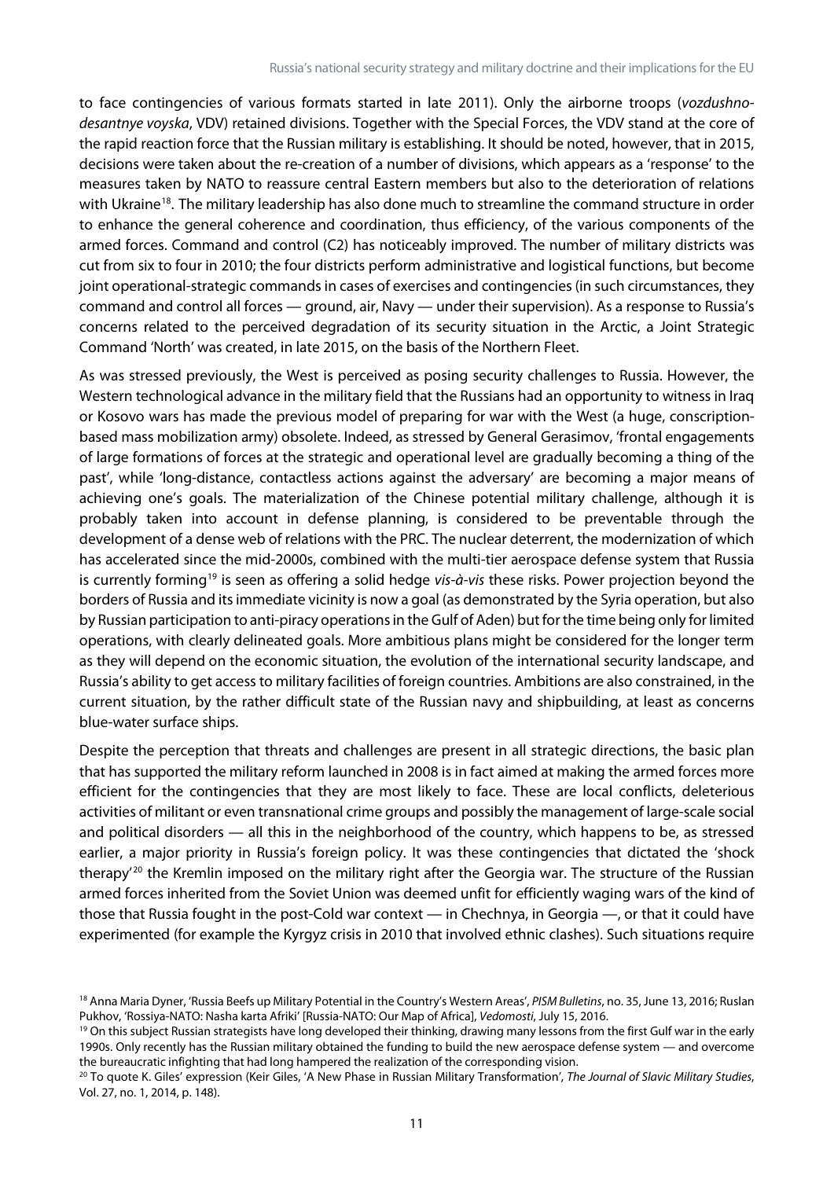to face contingencies of various formats started in late 2011). Only the airborne troops (*vozdushno-desantnye voyska*, VDV) retained divisions. Together with the Special Forces, the VDV stand at the core of the rapid reaction force that the Russian military is establishing. It should be noted, however, that in 2015, decisions were taken about the re-creation of a number of divisions, which appears as a 'response' to the measures taken by NATO to reassure central Eastern members but also to the deterioration of relations with Ukraine[18]. The military leadership has also done much to streamline the command structure in order to enhance the general coherence and coordination, thus efficiency, of the various components of the armed forces. Command and control (C2) has noticeably improved. The number of military districts was cut from six to four in 2010; the four districts perform administrative and logistical functions, but become joint operational-strategic commands in cases of exercises and contingencies (in such circumstances, they command and control all forces — ground, air, Navy — under their supervision). As a response to Russia's concerns related to the perceived degradation of its security situation in the Arctic, a Joint Strategic Command 'North' was created, in late 2015, on the basis of the Northern Fleet.

As was stressed previously, the West is perceived as posing security challenges to Russia. However, the Western technological advance in the military field that the Russians had an opportunity to witness in Iraq or Kosovo wars has made the previous model of preparing for war with the West (a huge, conscription-based mass mobilization army) obsolete. Indeed, as stressed by General Gerasimov, 'frontal engagements of large formations of forces at the strategic and operational level are gradually becoming a thing of the past', while 'long-distance, contactless actions against the adversary' are becoming a major means of achieving one's goals. The materialization of the Chinese potential military challenge, although it is probably taken into account in defense planning, is considered to be preventable through the development of a dense web of relations with the PRC. The nuclear deterrent, the modernization of which has accelerated since the mid-2000s, combined with the multi-tier aerospace defense system that Russia is currently forming[19] is seen as offering a solid hedge *vis-à-vis* these risks. Power projection beyond the borders of Russia and its immediate vicinity is now a goal (as demonstrated by the Syria operation, but also by Russian participation to anti-piracy operations in the Gulf of Aden) but for the time being only for limited operations, with clearly delineated goals. More ambitious plans might be considered for the longer term as they will depend on the economic situation, the evolution of the international security landscape, and Russia's ability to get access to military facilities of foreign countries. Ambitions are also constrained, in the current situation, by the rather difficult state of the Russian navy and shipbuilding, at least as concerns blue-water surface ships.

Despite the perception that threats and challenges are present in all strategic directions, the basic plan that has supported the military reform launched in 2008 is in fact aimed at making the armed forces more efficient for the contingencies that they are most likely to face. These are local conflicts, deleterious activities of militant or even transnational crime groups and possibly the management of large-scale social and political disorders — all this in the neighborhood of the country, which happens to be, as stressed earlier, a major priority in Russia's foreign policy. It was these contingencies that dictated the 'shock therapy'[20] the Kremlin imposed on the military right after the Georgia war. The structure of the Russian armed forces inherited from the Soviet Union was deemed unfit for efficiently waging wars of the kind of those that Russia fought in the post-Cold war context — in Chechnya, in Georgia —, or that it could have experimented (for example the Kyrgyz crisis in 2010 that involved ethnic clashes). Such situations require

---

[18] Anna Maria Dyner, 'Russia Beefs up Military Potential in the Country's Western Areas', *PISM Bulletins*, no. 35, June 13, 2016; Ruslan Pukhov, 'Rossiya-NATO: Nasha karta Afriki' [Russia-NATO: Our Map of Africa], *Vedomosti*, July 15, 2016.

[19] On this subject Russian strategists have long developed their thinking, drawing many lessons from the first Gulf war in the early 1990s. Only recently has the Russian military obtained the funding to build the new aerospace defense system — and overcome the bureaucratic infighting that had long hampered the realization of the corresponding vision.

[20] To quote K. Giles' expression (Keir Giles, 'A New Phase in Russian Military Transformation', *The Journal of Slavic Military Studies*, Vol. 27, no. 1, 2014, p. 148).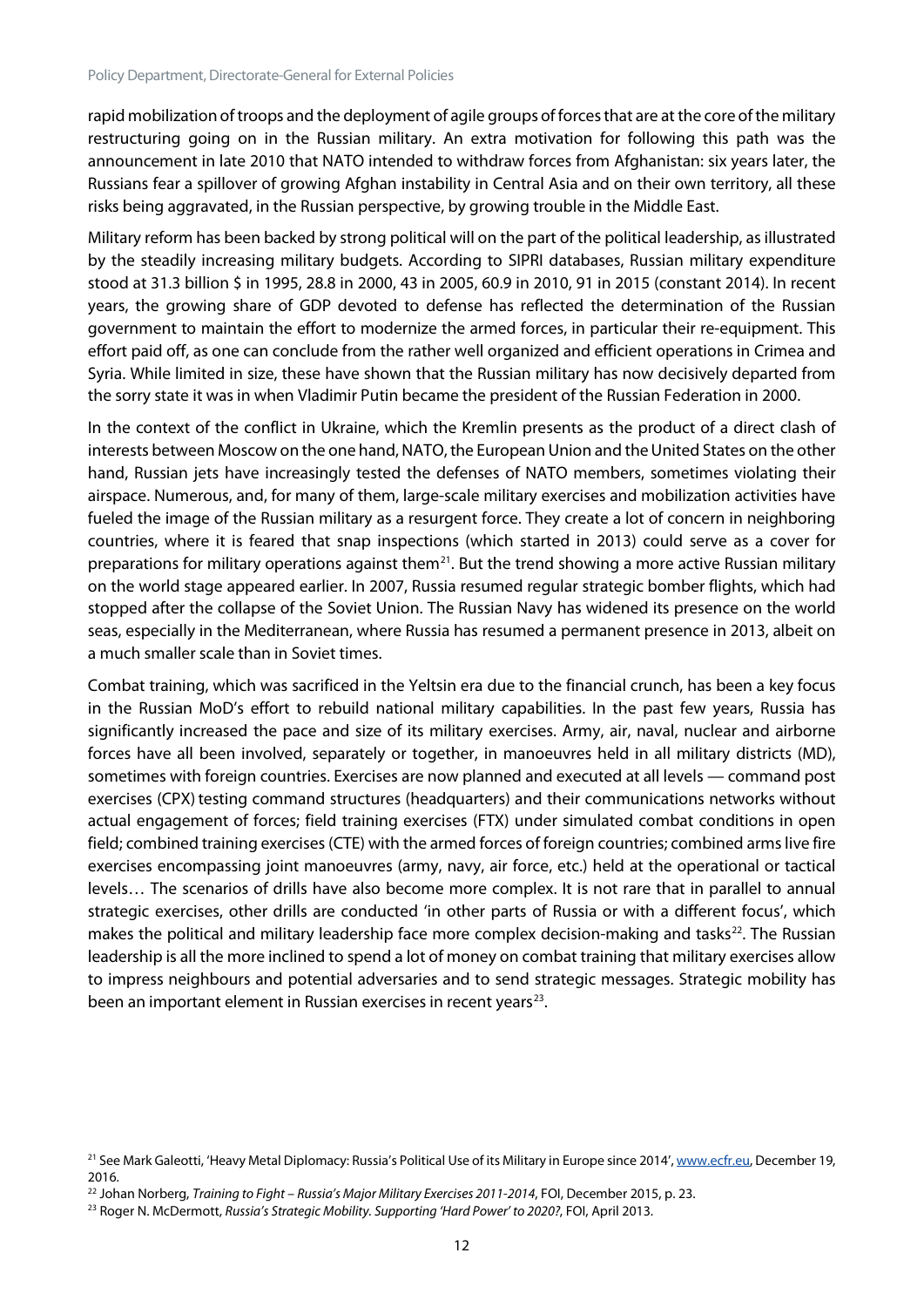rapid mobilization of troops and the deployment of agile groups of forces that are at the core of the military restructuring going on in the Russian military. An extra motivation for following this path was the announcement in late 2010 that NATO intended to withdraw forces from Afghanistan: six years later, the Russians fear a spillover of growing Afghan instability in Central Asia and on their own territory, all these risks being aggravated, in the Russian perspective, by growing trouble in the Middle East.

Military reform has been backed by strong political will on the part of the political leadership, as illustrated by the steadily increasing military budgets. According to SIPRI databases, Russian military expenditure stood at 31.3 billion $ in 1995, 28.8 in 2000, 43 in 2005, 60.9 in 2010, 91 in 2015 (constant 2014). In recent years, the growing share of GDP devoted to defense has reflected the determination of the Russian government to maintain the effort to modernize the armed forces, in particular their re-equipment. This effort paid off, as one can conclude from the rather well organized and efficient operations in Crimea and Syria. While limited in size, these have shown that the Russian military has now decisively departed from the sorry state it was in when Vladimir Putin became the president of the Russian Federation in 2000.

In the context of the conflict in Ukraine, which the Kremlin presents as the product of a direct clash of interests between Moscow on the one hand, NATO, the European Union and the United States on the other hand, Russian jets have increasingly tested the defenses of NATO members, sometimes violating their airspace. Numerous, and, for many of them, large-scale military exercises and mobilization activities have fueled the image of the Russian military as a resurgent force. They create a lot of concern in neighboring countries, where it is feared that snap inspections (which started in 2013) could serve as a cover for preparations for military operations against them[21]. But the trend showing a more active Russian military on the world stage appeared earlier. In 2007, Russia resumed regular strategic bomber flights, which had stopped after the collapse of the Soviet Union. The Russian Navy has widened its presence on the world seas, especially in the Mediterranean, where Russia has resumed a permanent presence in 2013, albeit on a much smaller scale than in Soviet times.

Combat training, which was sacrificed in the Yeltsin era due to the financial crunch, has been a key focus in the Russian MoD's effort to rebuild national military capabilities. In the past few years, Russia has significantly increased the pace and size of its military exercises. Army, air, naval, nuclear and airborne forces have all been involved, separately or together, in manoeuvres held in all military districts (MD), sometimes with foreign countries. Exercises are now planned and executed at all levels — command post exercises (CPX) testing command structures (headquarters) and their communications networks without actual engagement of forces; field training exercises (FTX) under simulated combat conditions in open field; combined training exercises (CTE) with the armed forces of foreign countries; combined arms live fire exercises encompassing joint manoeuvres (army, navy, air force, etc.) held at the operational or tactical levels… The scenarios of drills have also become more complex. It is not rare that in parallel to annual strategic exercises, other drills are conducted 'in other parts of Russia or with a different focus', which makes the political and military leadership face more complex decision-making and tasks[22]. The Russian leadership is all the more inclined to spend a lot of money on combat training that military exercises allow to impress neighbours and potential adversaries and to send strategic messages. Strategic mobility has been an important element in Russian exercises in recent years[23].

---

[21] See Mark Galeotti, 'Heavy Metal Diplomacy: Russia's Political Use of its Military in Europe since 2014', www.ecfr.eu, December 19, 2016.

[22] Johan Norberg, *Training to Fight – Russia's Major Military Exercises 2011-2014*, FOI, December 2015, p. 23.

[23] Roger N. McDermott, *Russia's Strategic Mobility. Supporting 'Hard Power' to 2020?*, FOI, April 2013.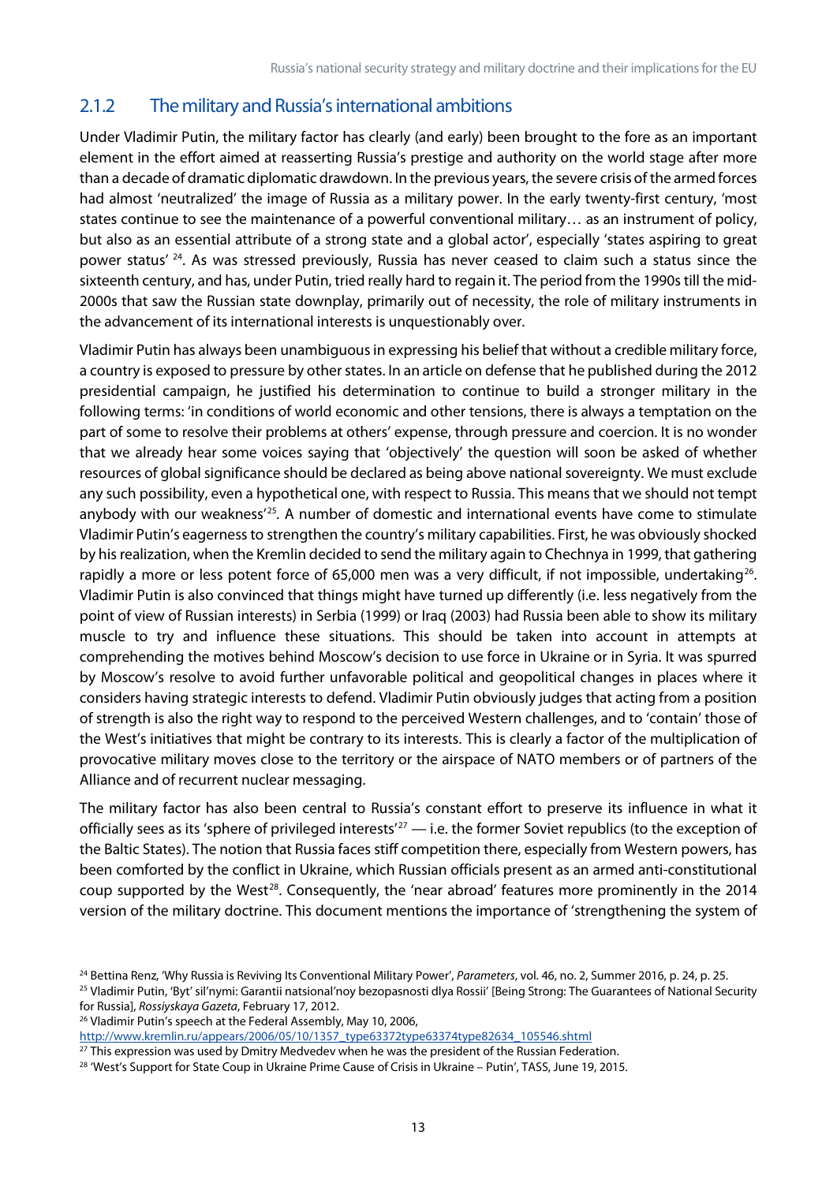### 2.1.2 The military and Russia's international ambitions

Under Vladimir Putin, the military factor has clearly (and early) been brought to the fore as an important element in the effort aimed at reasserting Russia's prestige and authority on the world stage after more than a decade of dramatic diplomatic drawdown. In the previous years, the severe crisis of the armed forces had almost 'neutralized' the image of Russia as a military power. In the early twenty-first century, 'most states continue to see the maintenance of a powerful conventional military… as an instrument of policy, but also as an essential attribute of a strong state and a global actor', especially 'states aspiring to great power status' [24]. As was stressed previously, Russia has never ceased to claim such a status since the sixteenth century, and has, under Putin, tried really hard to regain it. The period from the 1990s till the mid-2000s that saw the Russian state downplay, primarily out of necessity, the role of military instruments in the advancement of its international interests is unquestionably over.

Vladimir Putin has always been unambiguous in expressing his belief that without a credible military force, a country is exposed to pressure by other states. In an article on defense that he published during the 2012 presidential campaign, he justified his determination to continue to build a stronger military in the following terms: 'in conditions of world economic and other tensions, there is always a temptation on the part of some to resolve their problems at others' expense, through pressure and coercion. It is no wonder that we already hear some voices saying that 'objectively' the question will soon be asked of whether resources of global significance should be declared as being above national sovereignty. We must exclude any such possibility, even a hypothetical one, with respect to Russia. This means that we should not tempt anybody with our weakness'[25]. A number of domestic and international events have come to stimulate Vladimir Putin's eagerness to strengthen the country's military capabilities. First, he was obviously shocked by his realization, when the Kremlin decided to send the military again to Chechnya in 1999, that gathering rapidly a more or less potent force of 65,000 men was a very difficult, if not impossible, undertaking[26]. Vladimir Putin is also convinced that things might have turned up differently (i.e. less negatively from the point of view of Russian interests) in Serbia (1999) or Iraq (2003) had Russia been able to show its military muscle to try and influence these situations. This should be taken into account in attempts at comprehending the motives behind Moscow's decision to use force in Ukraine or in Syria. It was spurred by Moscow's resolve to avoid further unfavorable political and geopolitical changes in places where it considers having strategic interests to defend. Vladimir Putin obviously judges that acting from a position of strength is also the right way to respond to the perceived Western challenges, and to 'contain' those of the West's initiatives that might be contrary to its interests. This is clearly a factor of the multiplication of provocative military moves close to the territory or the airspace of NATO members or of partners of the Alliance and of recurrent nuclear messaging.

The military factor has also been central to Russia's constant effort to preserve its influence in what it officially sees as its 'sphere of privileged interests'[27] — i.e. the former Soviet republics (to the exception of the Baltic States). The notion that Russia faces stiff competition there, especially from Western powers, has been comforted by the conflict in Ukraine, which Russian officials present as an armed anti-constitutional coup supported by the West[28]. Consequently, the 'near abroad' features more prominently in the 2014 version of the military doctrine. This document mentions the importance of 'strengthening the system of

[24] Bettina Renz, 'Why Russia is Reviving Its Conventional Military Power', *Parameters*, vol. 46, no. 2, Summer 2016, p. 24, p. 25.

[25] Vladimir Putin, 'Byt' sil'nymi: Garantii natsional'noy bezopasnosti dlya Rossii' [Being Strong: The Guarantees of National Security for Russia], *Rossiyskaya Gazeta*, February 17, 2012.

[26] Vladimir Putin's speech at the Federal Assembly, May 10, 2006, http://www.kremlin.ru/appears/2006/05/10/1357_type63372type63374type82634_105546.shtml

[27] This expression was used by Dmitry Medvedev when he was the president of the Russian Federation.

[28] 'West's Support for State Coup in Ukraine Prime Cause of Crisis in Ukraine – Putin', TASS, June 19, 2015.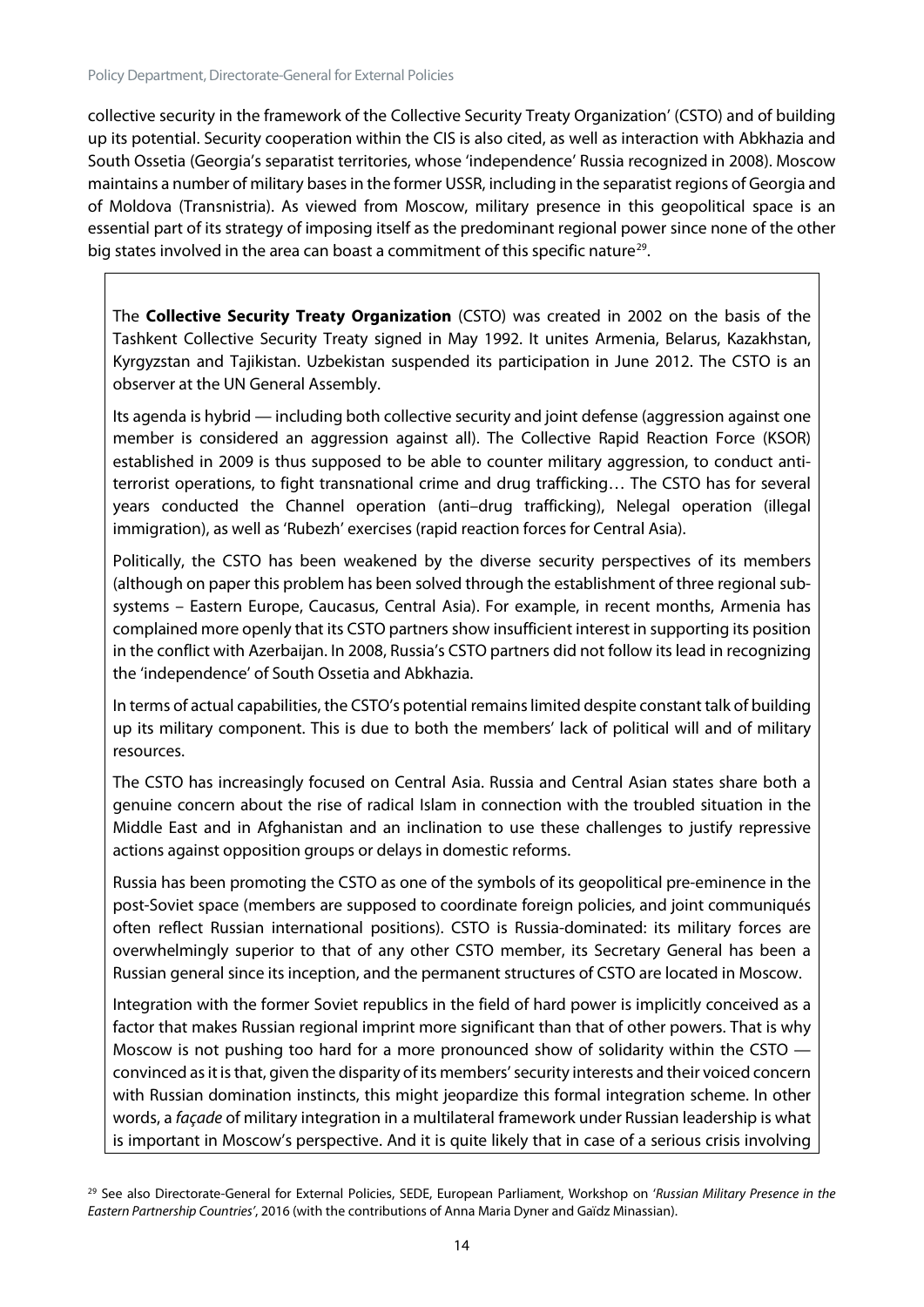collective security in the framework of the Collective Security Treaty Organization' (CSTO) and of building up its potential. Security cooperation within the CIS is also cited, as well as interaction with Abkhazia and South Ossetia (Georgia's separatist territories, whose 'independence' Russia recognized in 2008). Moscow maintains a number of military bases in the former USSR, including in the separatist regions of Georgia and of Moldova (Transnistria). As viewed from Moscow, military presence in this geopolitical space is an essential part of its strategy of imposing itself as the predominant regional power since none of the other big states involved in the area can boast a commitment of this specific nature[29].

> The **Collective Security Treaty Organization** (CSTO) was created in 2002 on the basis of the Tashkent Collective Security Treaty signed in May 1992. It unites Armenia, Belarus, Kazakhstan, Kyrgyzstan and Tajikistan. Uzbekistan suspended its participation in June 2012. The CSTO is an observer at the UN General Assembly.
>
> Its agenda is hybrid — including both collective security and joint defense (aggression against one member is considered an aggression against all). The Collective Rapid Reaction Force (KSOR) established in 2009 is thus supposed to be able to counter military aggression, to conduct anti-terrorist operations, to fight transnational crime and drug trafficking… The CSTO has for several years conducted the Channel operation (anti–drug trafficking), Nelegal operation (illegal immigration), as well as 'Rubezh' exercises (rapid reaction forces for Central Asia).
>
> Politically, the CSTO has been weakened by the diverse security perspectives of its members (although on paper this problem has been solved through the establishment of three regional sub-systems – Eastern Europe, Caucasus, Central Asia). For example, in recent months, Armenia has complained more openly that its CSTO partners show insufficient interest in supporting its position in the conflict with Azerbaijan. In 2008, Russia's CSTO partners did not follow its lead in recognizing the 'independence' of South Ossetia and Abkhazia.
>
> In terms of actual capabilities, the CSTO's potential remains limited despite constant talk of building up its military component. This is due to both the members' lack of political will and of military resources.
>
> The CSTO has increasingly focused on Central Asia. Russia and Central Asian states share both a genuine concern about the rise of radical Islam in connection with the troubled situation in the Middle East and in Afghanistan and an inclination to use these challenges to justify repressive actions against opposition groups or delays in domestic reforms.
>
> Russia has been promoting the CSTO as one of the symbols of its geopolitical pre-eminence in the post-Soviet space (members are supposed to coordinate foreign policies, and joint communiqués often reflect Russian international positions). CSTO is Russia-dominated: its military forces are overwhelmingly superior to that of any other CSTO member, its Secretary General has been a Russian general since its inception, and the permanent structures of CSTO are located in Moscow.
>
> Integration with the former Soviet republics in the field of hard power is implicitly conceived as a factor that makes Russian regional imprint more significant than that of other powers. That is why Moscow is not pushing too hard for a more pronounced show of solidarity within the CSTO — convinced as it is that, given the disparity of its members' security interests and their voiced concern with Russian domination instincts, this might jeopardize this formal integration scheme. In other words, a *façade* of military integration in a multilateral framework under Russian leadership is what is important in Moscow's perspective. And it is quite likely that in case of a serious crisis involving

[29] See also Directorate-General for External Policies, SEDE, European Parliament, Workshop on '*Russian Military Presence in the Eastern Partnership Countries*', 2016 (with the contributions of Anna Maria Dyner and Gaïdz Minassian).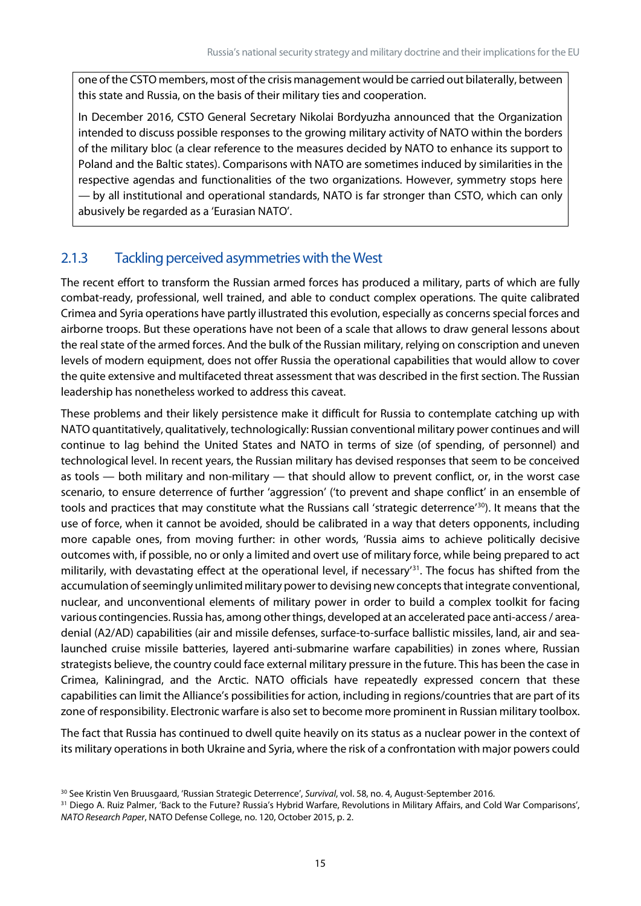one of the CSTO members, most of the crisis management would be carried out bilaterally, between this state and Russia, on the basis of their military ties and cooperation.

In December 2016, CSTO General Secretary Nikolai Bordyuzha announced that the Organization intended to discuss possible responses to the growing military activity of NATO within the borders of the military bloc (a clear reference to the measures decided by NATO to enhance its support to Poland and the Baltic states). Comparisons with NATO are sometimes induced by similarities in the respective agendas and functionalities of the two organizations. However, symmetry stops here — by all institutional and operational standards, NATO is far stronger than CSTO, which can only abusively be regarded as a 'Eurasian NATO'.

### 2.1.3 Tackling perceived asymmetries with the West

The recent effort to transform the Russian armed forces has produced a military, parts of which are fully combat-ready, professional, well trained, and able to conduct complex operations. The quite calibrated Crimea and Syria operations have partly illustrated this evolution, especially as concerns special forces and airborne troops. But these operations have not been of a scale that allows to draw general lessons about the real state of the armed forces. And the bulk of the Russian military, relying on conscription and uneven levels of modern equipment, does not offer Russia the operational capabilities that would allow to cover the quite extensive and multifaceted threat assessment that was described in the first section. The Russian leadership has nonetheless worked to address this caveat.

These problems and their likely persistence make it difficult for Russia to contemplate catching up with NATO quantitatively, qualitatively, technologically: Russian conventional military power continues and will continue to lag behind the United States and NATO in terms of size (of spending, of personnel) and technological level. In recent years, the Russian military has devised responses that seem to be conceived as tools — both military and non-military — that should allow to prevent conflict, or, in the worst case scenario, to ensure deterrence of further 'aggression' ('to prevent and shape conflict' in an ensemble of tools and practices that may constitute what the Russians call 'strategic deterrence'[30]). It means that the use of force, when it cannot be avoided, should be calibrated in a way that deters opponents, including more capable ones, from moving further: in other words, 'Russia aims to achieve politically decisive outcomes with, if possible, no or only a limited and overt use of military force, while being prepared to act militarily, with devastating effect at the operational level, if necessary'[31]. The focus has shifted from the accumulation of seemingly unlimited military power to devising new concepts that integrate conventional, nuclear, and unconventional elements of military power in order to build a complex toolkit for facing various contingencies. Russia has, among other things, developed at an accelerated pace anti-access / area-denial (A2/AD) capabilities (air and missile defenses, surface-to-surface ballistic missiles, land, air and sea-launched cruise missile batteries, layered anti-submarine warfare capabilities) in zones where, Russian strategists believe, the country could face external military pressure in the future. This has been the case in Crimea, Kaliningrad, and the Arctic. NATO officials have repeatedly expressed concern that these capabilities can limit the Alliance's possibilities for action, including in regions/countries that are part of its zone of responsibility. Electronic warfare is also set to become more prominent in Russian military toolbox.

The fact that Russia has continued to dwell quite heavily on its status as a nuclear power in the context of its military operations in both Ukraine and Syria, where the risk of a confrontation with major powers could

[30] See Kristin Ven Bruusgaard, 'Russian Strategic Deterrence', *Survival*, vol. 58, no. 4, August-September 2016.

[31] Diego A. Ruiz Palmer, 'Back to the Future? Russia's Hybrid Warfare, Revolutions in Military Affairs, and Cold War Comparisons', *NATO Research Paper*, NATO Defense College, no. 120, October 2015, p. 2.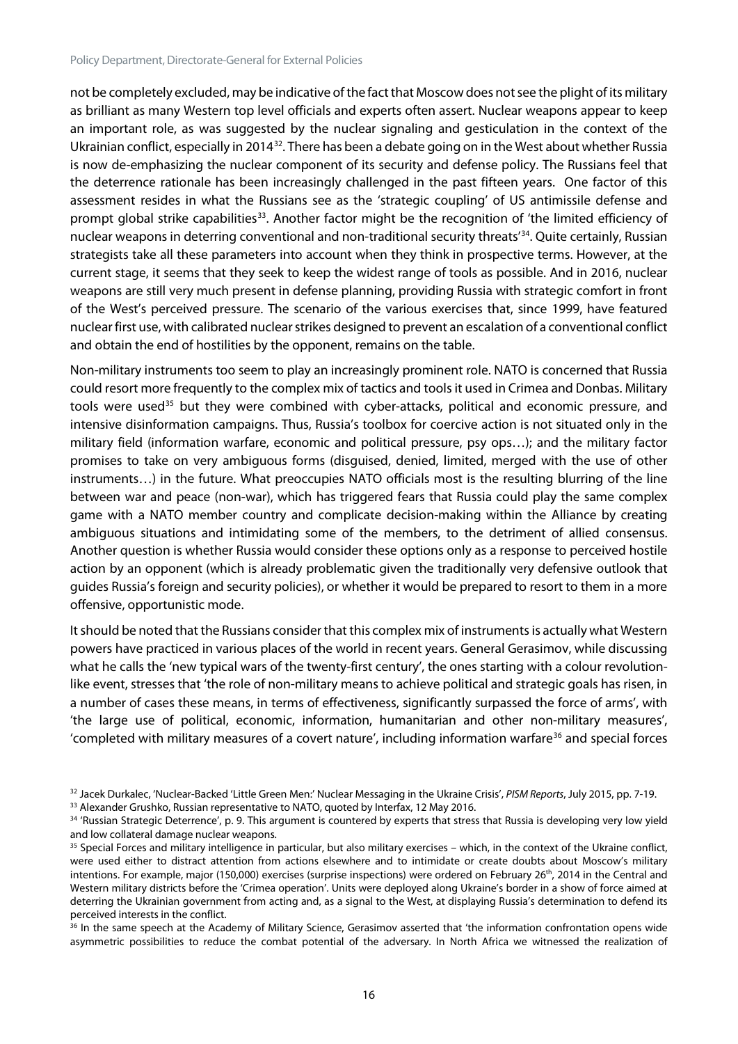not be completely excluded, may be indicative of the fact that Moscow does not see the plight of its military as brilliant as many Western top level officials and experts often assert. Nuclear weapons appear to keep an important role, as was suggested by the nuclear signaling and gesticulation in the context of the Ukrainian conflict, especially in 2014[32]. There has been a debate going on in the West about whether Russia is now de-emphasizing the nuclear component of its security and defense policy. The Russians feel that the deterrence rationale has been increasingly challenged in the past fifteen years. One factor of this assessment resides in what the Russians see as the 'strategic coupling' of US antimissile defense and prompt global strike capabilities[33]. Another factor might be the recognition of 'the limited efficiency of nuclear weapons in deterring conventional and non-traditional security threats'[34]. Quite certainly, Russian strategists take all these parameters into account when they think in prospective terms. However, at the current stage, it seems that they seek to keep the widest range of tools as possible. And in 2016, nuclear weapons are still very much present in defense planning, providing Russia with strategic comfort in front of the West's perceived pressure. The scenario of the various exercises that, since 1999, have featured nuclear first use, with calibrated nuclear strikes designed to prevent an escalation of a conventional conflict and obtain the end of hostilities by the opponent, remains on the table.

Non-military instruments too seem to play an increasingly prominent role. NATO is concerned that Russia could resort more frequently to the complex mix of tactics and tools it used in Crimea and Donbas. Military tools were used[35] but they were combined with cyber-attacks, political and economic pressure, and intensive disinformation campaigns. Thus, Russia's toolbox for coercive action is not situated only in the military field (information warfare, economic and political pressure, psy ops…); and the military factor promises to take on very ambiguous forms (disguised, denied, limited, merged with the use of other instruments…) in the future. What preoccupies NATO officials most is the resulting blurring of the line between war and peace (non-war), which has triggered fears that Russia could play the same complex game with a NATO member country and complicate decision-making within the Alliance by creating ambiguous situations and intimidating some of the members, to the detriment of allied consensus. Another question is whether Russia would consider these options only as a response to perceived hostile action by an opponent (which is already problematic given the traditionally very defensive outlook that guides Russia's foreign and security policies), or whether it would be prepared to resort to them in a more offensive, opportunistic mode.

It should be noted that the Russians consider that this complex mix of instruments is actually what Western powers have practiced in various places of the world in recent years. General Gerasimov, while discussing what he calls the 'new typical wars of the twenty-first century', the ones starting with a colour revolution-like event, stresses that 'the role of non-military means to achieve political and strategic goals has risen, in a number of cases these means, in terms of effectiveness, significantly surpassed the force of arms', with 'the large use of political, economic, information, humanitarian and other non-military measures', 'completed with military measures of a covert nature', including information warfare[36] and special forces

---

[32] Jacek Durkalec, 'Nuclear-Backed 'Little Green Men:' Nuclear Messaging in the Ukraine Crisis', *PISM Reports*, July 2015, pp. 7-19.

[33] Alexander Grushko, Russian representative to NATO, quoted by Interfax, 12 May 2016.

[34] 'Russian Strategic Deterrence', p. 9. This argument is countered by experts that stress that Russia is developing very low yield and low collateral damage nuclear weapons.

[35] Special Forces and military intelligence in particular, but also military exercises – which, in the context of the Ukraine conflict, were used either to distract attention from actions elsewhere and to intimidate or create doubts about Moscow's military intentions. For example, major (150,000) exercises (surprise inspections) were ordered on February 26th, 2014 in the Central and Western military districts before the 'Crimea operation'. Units were deployed along Ukraine's border in a show of force aimed at deterring the Ukrainian government from acting and, as a signal to the West, at displaying Russia's determination to defend its perceived interests in the conflict.

[36] In the same speech at the Academy of Military Science, Gerasimov asserted that 'the information confrontation opens wide asymmetric possibilities to reduce the combat potential of the adversary. In North Africa we witnessed the realization of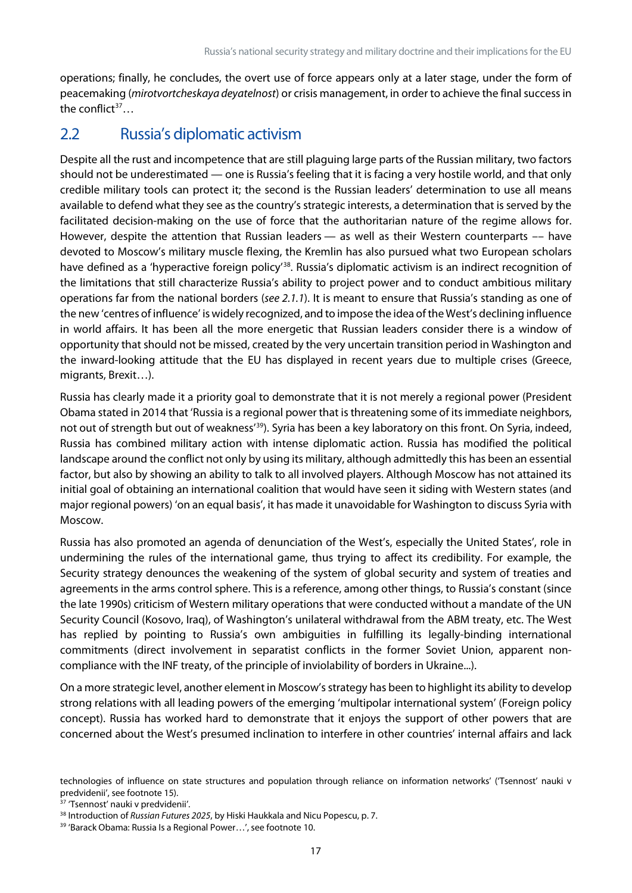operations; finally, he concludes, the overt use of force appears only at a later stage, under the form of peacemaking (*mirotvortcheskaya deyatelnost*) or crisis management, in order to achieve the final success in the conflict[37]…

## 2.2 Russia's diplomatic activism

Despite all the rust and incompetence that are still plaguing large parts of the Russian military, two factors should not be underestimated — one is Russia's feeling that it is facing a very hostile world, and that only credible military tools can protect it; the second is the Russian leaders' determination to use all means available to defend what they see as the country's strategic interests, a determination that is served by the facilitated decision-making on the use of force that the authoritarian nature of the regime allows for. However, despite the attention that Russian leaders — as well as their Western counterparts –– have devoted to Moscow's military muscle flexing, the Kremlin has also pursued what two European scholars have defined as a 'hyperactive foreign policy'[38]. Russia's diplomatic activism is an indirect recognition of the limitations that still characterize Russia's ability to project power and to conduct ambitious military operations far from the national borders (*see 2.1.1*). It is meant to ensure that Russia's standing as one of the new 'centres of influence' is widely recognized, and to impose the idea of the West's declining influence in world affairs. It has been all the more energetic that Russian leaders consider there is a window of opportunity that should not be missed, created by the very uncertain transition period in Washington and the inward-looking attitude that the EU has displayed in recent years due to multiple crises (Greece, migrants, Brexit…).

Russia has clearly made it a priority goal to demonstrate that it is not merely a regional power (President Obama stated in 2014 that 'Russia is a regional power that is threatening some of its immediate neighbors, not out of strength but out of weakness'[39]). Syria has been a key laboratory on this front. On Syria, indeed, Russia has combined military action with intense diplomatic action. Russia has modified the political landscape around the conflict not only by using its military, although admittedly this has been an essential factor, but also by showing an ability to talk to all involved players. Although Moscow has not attained its initial goal of obtaining an international coalition that would have seen it siding with Western states (and major regional powers) 'on an equal basis', it has made it unavoidable for Washington to discuss Syria with Moscow.

Russia has also promoted an agenda of denunciation of the West's, especially the United States', role in undermining the rules of the international game, thus trying to affect its credibility. For example, the Security strategy denounces the weakening of the system of global security and system of treaties and agreements in the arms control sphere. This is a reference, among other things, to Russia's constant (since the late 1990s) criticism of Western military operations that were conducted without a mandate of the UN Security Council (Kosovo, Iraq), of Washington's unilateral withdrawal from the ABM treaty, etc. The West has replied by pointing to Russia's own ambiguities in fulfilling its legally-binding international commitments (direct involvement in separatist conflicts in the former Soviet Union, apparent non-compliance with the INF treaty, of the principle of inviolability of borders in Ukraine...).

On a more strategic level, another element in Moscow's strategy has been to highlight its ability to develop strong relations with all leading powers of the emerging 'multipolar international system' (Foreign policy concept). Russia has worked hard to demonstrate that it enjoys the support of other powers that are concerned about the West's presumed inclination to interfere in other countries' internal affairs and lack

technologies of influence on state structures and population through reliance on information networks' ('Tsennost' nauki v predvidenii', see footnote 15).

[37] 'Tsennost' nauki v predvidenii'.

[38] Introduction of *Russian Futures 2025*, by Hiski Haukkala and Nicu Popescu, p. 7.

[39] 'Barack Obama: Russia Is a Regional Power…', see footnote 10.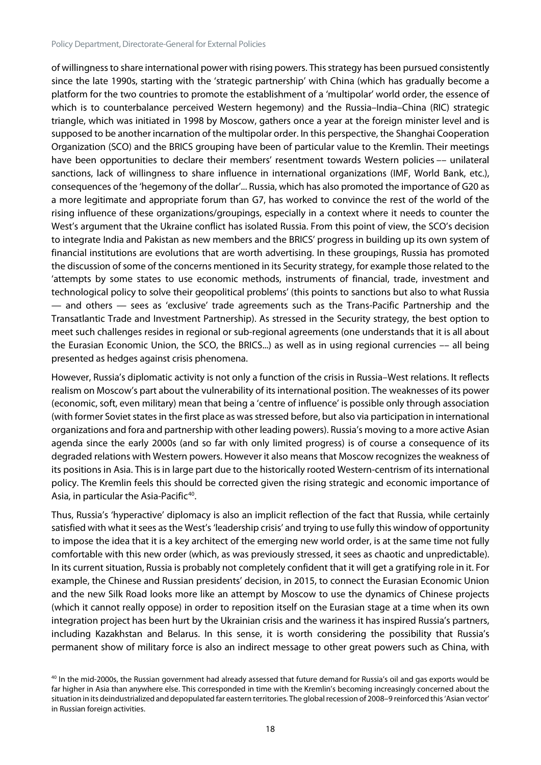of willingness to share international power with rising powers. This strategy has been pursued consistently since the late 1990s, starting with the 'strategic partnership' with China (which has gradually become a platform for the two countries to promote the establishment of a 'multipolar' world order, the essence of which is to counterbalance perceived Western hegemony) and the Russia–India–China (RIC) strategic triangle, which was initiated in 1998 by Moscow, gathers once a year at the foreign minister level and is supposed to be another incarnation of the multipolar order. In this perspective, the Shanghai Cooperation Organization (SCO) and the BRICS grouping have been of particular value to the Kremlin. Their meetings have been opportunities to declare their members' resentment towards Western policies –– unilateral sanctions, lack of willingness to share influence in international organizations (IMF, World Bank, etc.), consequences of the 'hegemony of the dollar'... Russia, which has also promoted the importance of G20 as a more legitimate and appropriate forum than G7, has worked to convince the rest of the world of the rising influence of these organizations/groupings, especially in a context where it needs to counter the West's argument that the Ukraine conflict has isolated Russia. From this point of view, the SCO's decision to integrate India and Pakistan as new members and the BRICS' progress in building up its own system of financial institutions are evolutions that are worth advertising. In these groupings, Russia has promoted the discussion of some of the concerns mentioned in its Security strategy, for example those related to the 'attempts by some states to use economic methods, instruments of financial, trade, investment and technological policy to solve their geopolitical problems' (this points to sanctions but also to what Russia — and others — sees as 'exclusive' trade agreements such as the Trans-Pacific Partnership and the Transatlantic Trade and Investment Partnership). As stressed in the Security strategy, the best option to meet such challenges resides in regional or sub-regional agreements (one understands that it is all about the Eurasian Economic Union, the SCO, the BRICS...) as well as in using regional currencies –– all being presented as hedges against crisis phenomena.

However, Russia's diplomatic activity is not only a function of the crisis in Russia–West relations. It reflects realism on Moscow's part about the vulnerability of its international position. The weaknesses of its power (economic, soft, even military) mean that being a 'centre of influence' is possible only through association (with former Soviet states in the first place as was stressed before, but also via participation in international organizations and fora and partnership with other leading powers). Russia's moving to a more active Asian agenda since the early 2000s (and so far with only limited progress) is of course a consequence of its degraded relations with Western powers. However it also means that Moscow recognizes the weakness of its positions in Asia. This is in large part due to the historically rooted Western-centrism of its international policy. The Kremlin feels this should be corrected given the rising strategic and economic importance of Asia, in particular the Asia-Pacific[40].

Thus, Russia's 'hyperactive' diplomacy is also an implicit reflection of the fact that Russia, while certainly satisfied with what it sees as the West's 'leadership crisis' and trying to use fully this window of opportunity to impose the idea that it is a key architect of the emerging new world order, is at the same time not fully comfortable with this new order (which, as was previously stressed, it sees as chaotic and unpredictable). In its current situation, Russia is probably not completely confident that it will get a gratifying role in it. For example, the Chinese and Russian presidents' decision, in 2015, to connect the Eurasian Economic Union and the new Silk Road looks more like an attempt by Moscow to use the dynamics of Chinese projects (which it cannot really oppose) in order to reposition itself on the Eurasian stage at a time when its own integration project has been hurt by the Ukrainian crisis and the wariness it has inspired Russia's partners, including Kazakhstan and Belarus. In this sense, it is worth considering the possibility that Russia's permanent show of military force is also an indirect message to other great powers such as China, with

[40] In the mid-2000s, the Russian government had already assessed that future demand for Russia's oil and gas exports would be far higher in Asia than anywhere else. This corresponded in time with the Kremlin's becoming increasingly concerned about the situation in its deindustrialized and depopulated far eastern territories. The global recession of 2008–9 reinforced this 'Asian vector' in Russian foreign activities.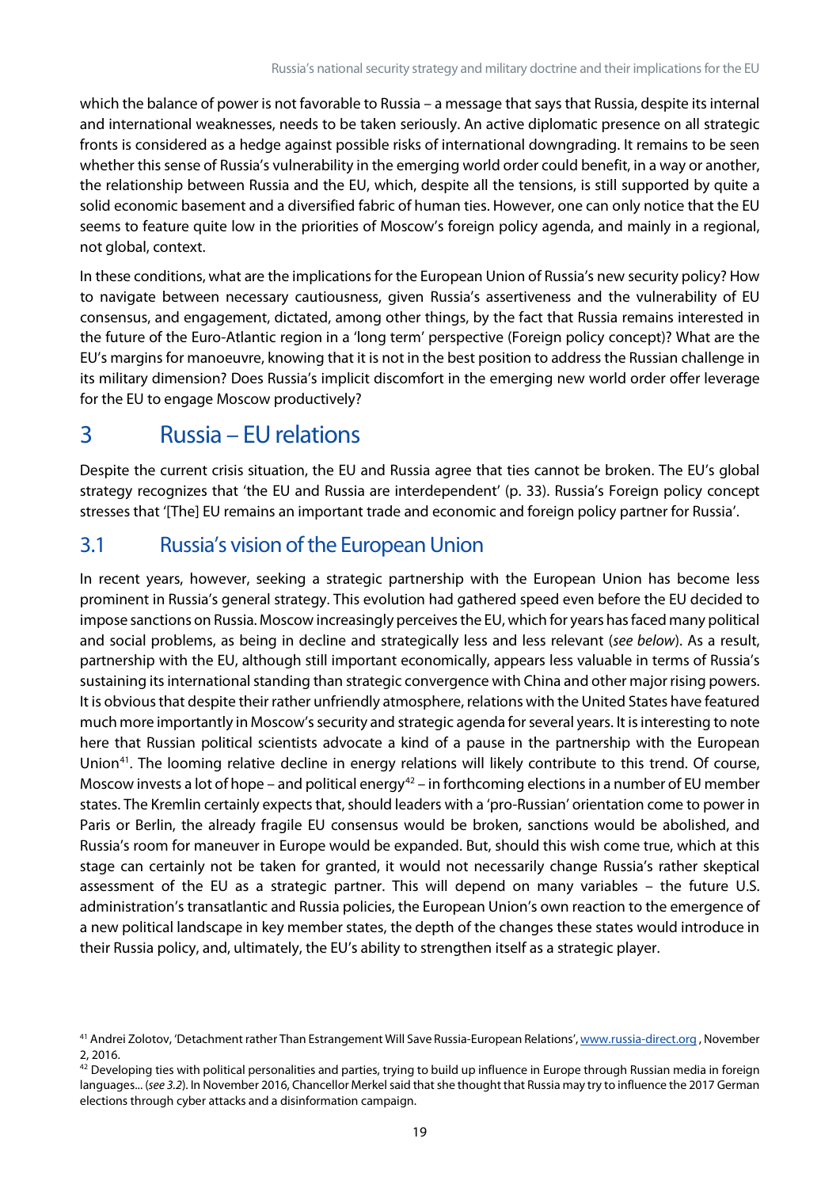which the balance of power is not favorable to Russia – a message that says that Russia, despite its internal and international weaknesses, needs to be taken seriously. An active diplomatic presence on all strategic fronts is considered as a hedge against possible risks of international downgrading. It remains to be seen whether this sense of Russia's vulnerability in the emerging world order could benefit, in a way or another, the relationship between Russia and the EU, which, despite all the tensions, is still supported by quite a solid economic basement and a diversified fabric of human ties. However, one can only notice that the EU seems to feature quite low in the priorities of Moscow's foreign policy agenda, and mainly in a regional, not global, context.

In these conditions, what are the implications for the European Union of Russia's new security policy? How to navigate between necessary cautiousness, given Russia's assertiveness and the vulnerability of EU consensus, and engagement, dictated, among other things, by the fact that Russia remains interested in the future of the Euro-Atlantic region in a 'long term' perspective (Foreign policy concept)? What are the EU's margins for manoeuvre, knowing that it is not in the best position to address the Russian challenge in its military dimension? Does Russia's implicit discomfort in the emerging new world order offer leverage for the EU to engage Moscow productively?

# 3 Russia – EU relations

Despite the current crisis situation, the EU and Russia agree that ties cannot be broken. The EU's global strategy recognizes that 'the EU and Russia are interdependent' (p. 33). Russia's Foreign policy concept stresses that '[The] EU remains an important trade and economic and foreign policy partner for Russia'.

## 3.1 Russia's vision of the European Union

In recent years, however, seeking a strategic partnership with the European Union has become less prominent in Russia's general strategy. This evolution had gathered speed even before the EU decided to impose sanctions on Russia. Moscow increasingly perceives the EU, which for years has faced many political and social problems, as being in decline and strategically less and less relevant (*see below*). As a result, partnership with the EU, although still important economically, appears less valuable in terms of Russia's sustaining its international standing than strategic convergence with China and other major rising powers. It is obvious that despite their rather unfriendly atmosphere, relations with the United States have featured much more importantly in Moscow's security and strategic agenda for several years. It is interesting to note here that Russian political scientists advocate a kind of a pause in the partnership with the European Union[41]. The looming relative decline in energy relations will likely contribute to this trend. Of course, Moscow invests a lot of hope – and political energy[42] – in forthcoming elections in a number of EU member states. The Kremlin certainly expects that, should leaders with a 'pro-Russian' orientation come to power in Paris or Berlin, the already fragile EU consensus would be broken, sanctions would be abolished, and Russia's room for maneuver in Europe would be expanded. But, should this wish come true, which at this stage can certainly not be taken for granted, it would not necessarily change Russia's rather skeptical assessment of the EU as a strategic partner. This will depend on many variables – the future U.S. administration's transatlantic and Russia policies, the European Union's own reaction to the emergence of a new political landscape in key member states, the depth of the changes these states would introduce in their Russia policy, and, ultimately, the EU's ability to strengthen itself as a strategic player.

---

[41] Andrei Zolotov, 'Detachment rather Than Estrangement Will Save Russia-European Relations', www.russia-direct.org , November 2, 2016.

[42] Developing ties with political personalities and parties, trying to build up influence in Europe through Russian media in foreign languages... (*see 3.2*). In November 2016, Chancellor Merkel said that she thought that Russia may try to influence the 2017 German elections through cyber attacks and a disinformation campaign.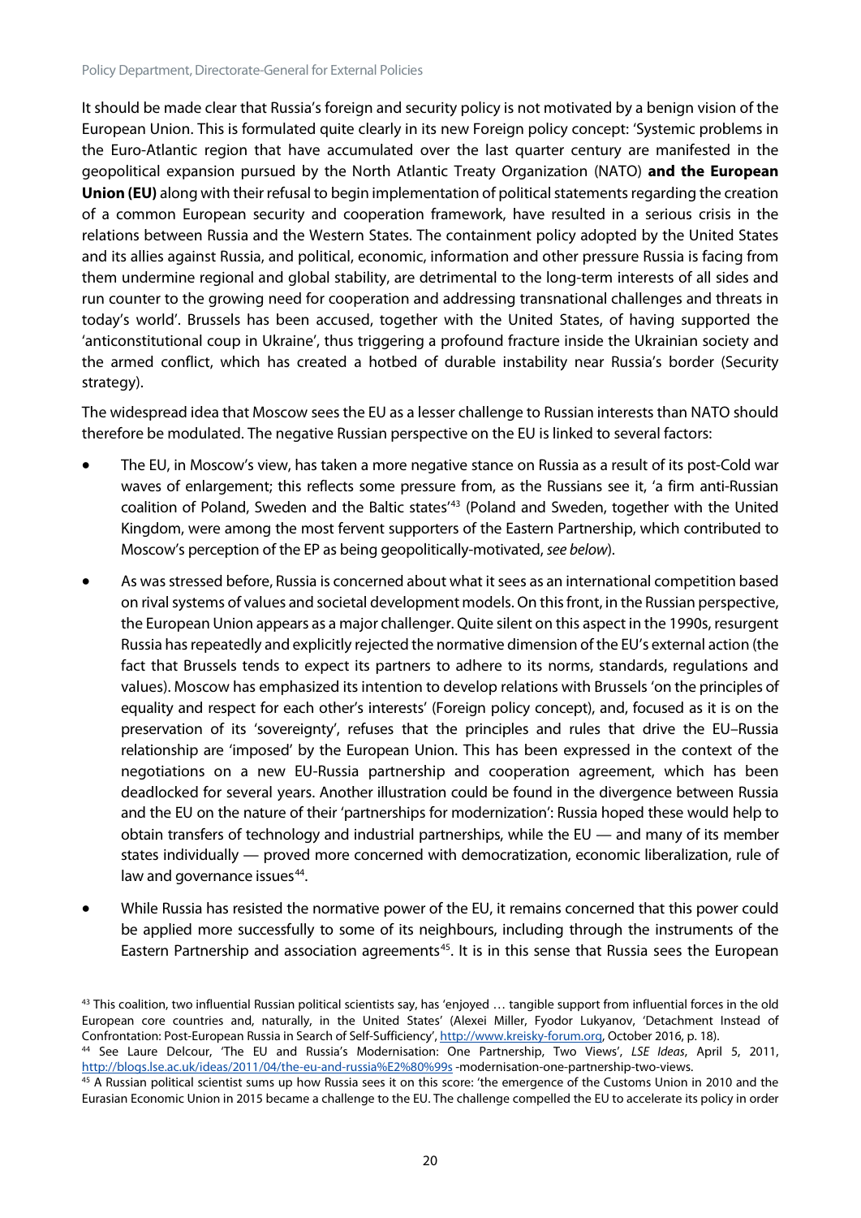It should be made clear that Russia's foreign and security policy is not motivated by a benign vision of the European Union. This is formulated quite clearly in its new Foreign policy concept: 'Systemic problems in the Euro-Atlantic region that have accumulated over the last quarter century are manifested in the geopolitical expansion pursued by the North Atlantic Treaty Organization (NATO) **and the European Union (EU)** along with their refusal to begin implementation of political statements regarding the creation of a common European security and cooperation framework, have resulted in a serious crisis in the relations between Russia and the Western States. The containment policy adopted by the United States and its allies against Russia, and political, economic, information and other pressure Russia is facing from them undermine regional and global stability, are detrimental to the long-term interests of all sides and run counter to the growing need for cooperation and addressing transnational challenges and threats in today's world'. Brussels has been accused, together with the United States, of having supported the 'anticonstitutional coup in Ukraine', thus triggering a profound fracture inside the Ukrainian society and the armed conflict, which has created a hotbed of durable instability near Russia's border (Security strategy).

The widespread idea that Moscow sees the EU as a lesser challenge to Russian interests than NATO should therefore be modulated. The negative Russian perspective on the EU is linked to several factors:

- The EU, in Moscow's view, has taken a more negative stance on Russia as a result of its post-Cold war waves of enlargement; this reflects some pressure from, as the Russians see it, 'a firm anti-Russian coalition of Poland, Sweden and the Baltic states'[43] (Poland and Sweden, together with the United Kingdom, were among the most fervent supporters of the Eastern Partnership, which contributed to Moscow's perception of the EP as being geopolitically-motivated, *see below*).
- As was stressed before, Russia is concerned about what it sees as an international competition based on rival systems of values and societal development models. On this front, in the Russian perspective, the European Union appears as a major challenger. Quite silent on this aspect in the 1990s, resurgent Russia has repeatedly and explicitly rejected the normative dimension of the EU's external action (the fact that Brussels tends to expect its partners to adhere to its norms, standards, regulations and values). Moscow has emphasized its intention to develop relations with Brussels 'on the principles of equality and respect for each other's interests' (Foreign policy concept), and, focused as it is on the preservation of its 'sovereignty', refuses that the principles and rules that drive the EU–Russia relationship are 'imposed' by the European Union. This has been expressed in the context of the negotiations on a new EU-Russia partnership and cooperation agreement, which has been deadlocked for several years. Another illustration could be found in the divergence between Russia and the EU on the nature of their 'partnerships for modernization': Russia hoped these would help to obtain transfers of technology and industrial partnerships, while the EU — and many of its member states individually — proved more concerned with democratization, economic liberalization, rule of law and governance issues[44].
- While Russia has resisted the normative power of the EU, it remains concerned that this power could be applied more successfully to some of its neighbours, including through the instruments of the Eastern Partnership and association agreements[45]. It is in this sense that Russia sees the European

[43] This coalition, two influential Russian political scientists say, has 'enjoyed … tangible support from influential forces in the old European core countries and, naturally, in the United States' (Alexei Miller, Fyodor Lukyanov, 'Detachment Instead of Confrontation: Post-European Russia in Search of Self-Sufficiency', http://www.kreisky-forum.org, October 2016, p. 18).

[44] See Laure Delcour, 'The EU and Russia's Modernisation: One Partnership, Two Views', *LSE Ideas*, April 5, 2011, http://blogs.lse.ac.uk/ideas/2011/04/the-eu-and-russia%E2%80%99s -modernisation-one-partnership-two-views.

[45] A Russian political scientist sums up how Russia sees it on this score: 'the emergence of the Customs Union in 2010 and the Eurasian Economic Union in 2015 became a challenge to the EU. The challenge compelled the EU to accelerate its policy in order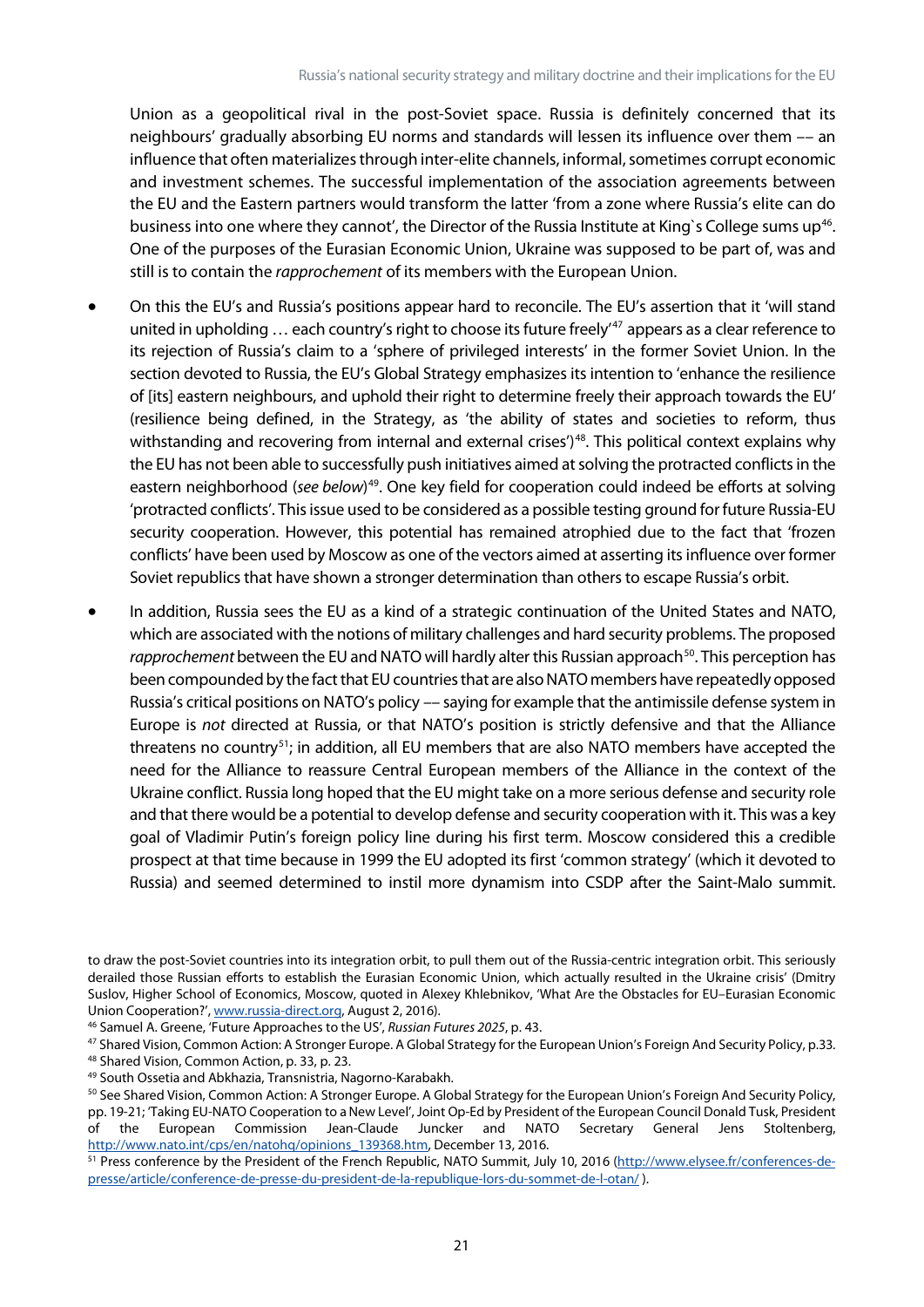Union as a geopolitical rival in the post-Soviet space. Russia is definitely concerned that its neighbours' gradually absorbing EU norms and standards will lessen its influence over them –– an influence that often materializes through inter-elite channels, informal, sometimes corrupt economic and investment schemes. The successful implementation of the association agreements between the EU and the Eastern partners would transform the latter 'from a zone where Russia's elite can do business into one where they cannot', the Director of the Russia Institute at King`s College sums up[46]. One of the purposes of the Eurasian Economic Union, Ukraine was supposed to be part of, was and still is to contain the *rapprochement* of its members with the European Union.

- On this the EU's and Russia's positions appear hard to reconcile. The EU's assertion that it 'will stand united in upholding … each country's right to choose its future freely'[47] appears as a clear reference to its rejection of Russia's claim to a 'sphere of privileged interests' in the former Soviet Union. In the section devoted to Russia, the EU's Global Strategy emphasizes its intention to 'enhance the resilience of [its] eastern neighbours, and uphold their right to determine freely their approach towards the EU' (resilience being defined, in the Strategy, as 'the ability of states and societies to reform, thus withstanding and recovering from internal and external crises')[48]. This political context explains why the EU has not been able to successfully push initiatives aimed at solving the protracted conflicts in the eastern neighborhood (*see below*)[49]. One key field for cooperation could indeed be efforts at solving 'protracted conflicts'. This issue used to be considered as a possible testing ground for future Russia-EU security cooperation. However, this potential has remained atrophied due to the fact that 'frozen conflicts' have been used by Moscow as one of the vectors aimed at asserting its influence over former Soviet republics that have shown a stronger determination than others to escape Russia's orbit.

- In addition, Russia sees the EU as a kind of a strategic continuation of the United States and NATO, which are associated with the notions of military challenges and hard security problems. The proposed *rapprochement* between the EU and NATO will hardly alter this Russian approach[50]. This perception has been compounded by the fact that EU countries that are also NATO members have repeatedly opposed Russia's critical positions on NATO's policy –– saying for example that the antimissile defense system in Europe is *not* directed at Russia, or that NATO's position is strictly defensive and that the Alliance threatens no country[51]; in addition, all EU members that are also NATO members have accepted the need for the Alliance to reassure Central European members of the Alliance in the context of the Ukraine conflict. Russia long hoped that the EU might take on a more serious defense and security role and that there would be a potential to develop defense and security cooperation with it. This was a key goal of Vladimir Putin's foreign policy line during his first term. Moscow considered this a credible prospect at that time because in 1999 the EU adopted its first 'common strategy' (which it devoted to Russia) and seemed determined to instil more dynamism into CSDP after the Saint-Malo summit.

---

to draw the post-Soviet countries into its integration orbit, to pull them out of the Russia-centric integration orbit. This seriously derailed those Russian efforts to establish the Eurasian Economic Union, which actually resulted in the Ukraine crisis' (Dmitry Suslov, Higher School of Economics, Moscow, quoted in Alexey Khlebnikov, 'What Are the Obstacles for EU–Eurasian Economic Union Cooperation?', www.russia-direct.org, August 2, 2016).

[46] Samuel A. Greene, 'Future Approaches to the US', *Russian Futures 2025*, p. 43.

[47] Shared Vision, Common Action: A Stronger Europe. A Global Strategy for the European Union's Foreign And Security Policy, p.33.

[48] Shared Vision, Common Action, p. 33, p. 23.

[49] South Ossetia and Abkhazia, Transnistria, Nagorno-Karabakh.

[50] See Shared Vision, Common Action: A Stronger Europe. A Global Strategy for the European Union's Foreign And Security Policy, pp. 19-21; 'Taking EU-NATO Cooperation to a New Level', Joint Op-Ed by President of the European Council Donald Tusk, President of the European Commission Jean-Claude Juncker and NATO Secretary General Jens Stoltenberg, http://www.nato.int/cps/en/natohq/opinions_139368.htm, December 13, 2016.

[51] Press conference by the President of the French Republic, NATO Summit, July 10, 2016 (http://www.elysee.fr/conferences-de-presse/article/conference-de-presse-du-president-de-la-republique-lors-du-sommet-de-l-otan/ ).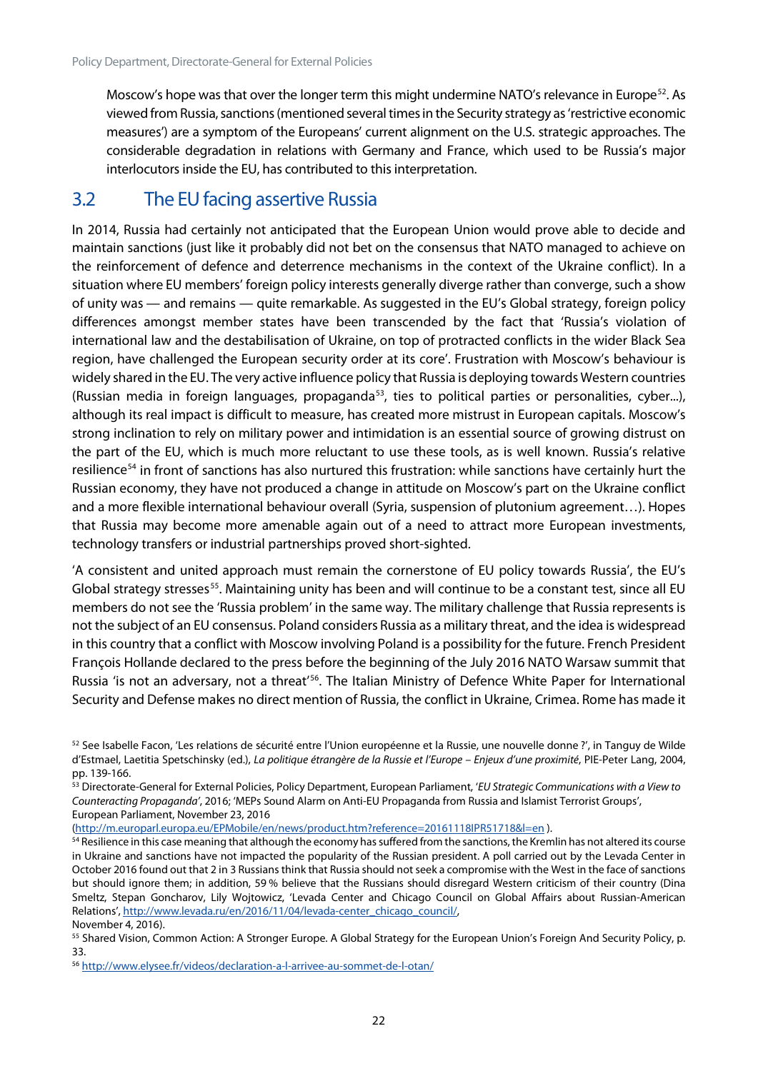Moscow's hope was that over the longer term this might undermine NATO's relevance in Europe[52]. As viewed from Russia, sanctions (mentioned several times in the Security strategy as 'restrictive economic measures') are a symptom of the Europeans' current alignment on the U.S. strategic approaches. The considerable degradation in relations with Germany and France, which used to be Russia's major interlocutors inside the EU, has contributed to this interpretation.

## 3.2 The EU facing assertive Russia

In 2014, Russia had certainly not anticipated that the European Union would prove able to decide and maintain sanctions (just like it probably did not bet on the consensus that NATO managed to achieve on the reinforcement of defence and deterrence mechanisms in the context of the Ukraine conflict). In a situation where EU members' foreign policy interests generally diverge rather than converge, such a show of unity was — and remains — quite remarkable. As suggested in the EU's Global strategy, foreign policy differences amongst member states have been transcended by the fact that 'Russia's violation of international law and the destabilisation of Ukraine, on top of protracted conflicts in the wider Black Sea region, have challenged the European security order at its core'. Frustration with Moscow's behaviour is widely shared in the EU. The very active influence policy that Russia is deploying towards Western countries (Russian media in foreign languages, propaganda[53], ties to political parties or personalities, cyber...), although its real impact is difficult to measure, has created more mistrust in European capitals. Moscow's strong inclination to rely on military power and intimidation is an essential source of growing distrust on the part of the EU, which is much more reluctant to use these tools, as is well known. Russia's relative resilience[54] in front of sanctions has also nurtured this frustration: while sanctions have certainly hurt the Russian economy, they have not produced a change in attitude on Moscow's part on the Ukraine conflict and a more flexible international behaviour overall (Syria, suspension of plutonium agreement…). Hopes that Russia may become more amenable again out of a need to attract more European investments, technology transfers or industrial partnerships proved short-sighted.

'A consistent and united approach must remain the cornerstone of EU policy towards Russia', the EU's Global strategy stresses[55]. Maintaining unity has been and will continue to be a constant test, since all EU members do not see the 'Russia problem' in the same way. The military challenge that Russia represents is not the subject of an EU consensus. Poland considers Russia as a military threat, and the idea is widespread in this country that a conflict with Moscow involving Poland is a possibility for the future. French President François Hollande declared to the press before the beginning of the July 2016 NATO Warsaw summit that Russia 'is not an adversary, not a threat'[56]. The Italian Ministry of Defence White Paper for International Security and Defense makes no direct mention of Russia, the conflict in Ukraine, Crimea. Rome has made it

---

[52] See Isabelle Facon, 'Les relations de sécurité entre l'Union européenne et la Russie, une nouvelle donne ?', in Tanguy de Wilde d'Estmael, Laetitia Spetschinsky (ed.), *La politique étrangère de la Russie et l'Europe – Enjeux d'une proximité*, PIE-Peter Lang, 2004, pp. 139-166.

[53] Directorate-General for External Policies, Policy Department, European Parliament, '*EU Strategic Communications with a View to Counteracting Propaganda*', 2016; 'MEPs Sound Alarm on Anti-EU Propaganda from Russia and Islamist Terrorist Groups', European Parliament, November 23, 2016 (http://m.europarl.europa.eu/EPMobile/en/news/product.htm?reference=20161118IPR51718&l=en ).

[54] Resilience in this case meaning that although the economy has suffered from the sanctions, the Kremlin has not altered its course in Ukraine and sanctions have not impacted the popularity of the Russian president. A poll carried out by the Levada Center in October 2016 found out that 2 in 3 Russians think that Russia should not seek a compromise with the West in the face of sanctions but should ignore them; in addition, 59 % believe that the Russians should disregard Western criticism of their country (Dina Smeltz, Stepan Goncharov, Lily Wojtowicz, 'Levada Center and Chicago Council on Global Affairs about Russian-American Relations', http://www.levada.ru/en/2016/11/04/levada-center_chicago_council/, November 4, 2016).

[55] Shared Vision, Common Action: A Stronger Europe. A Global Strategy for the European Union's Foreign And Security Policy, p. 33.

[56] http://www.elysee.fr/videos/declaration-a-l-arrivee-au-sommet-de-l-otan/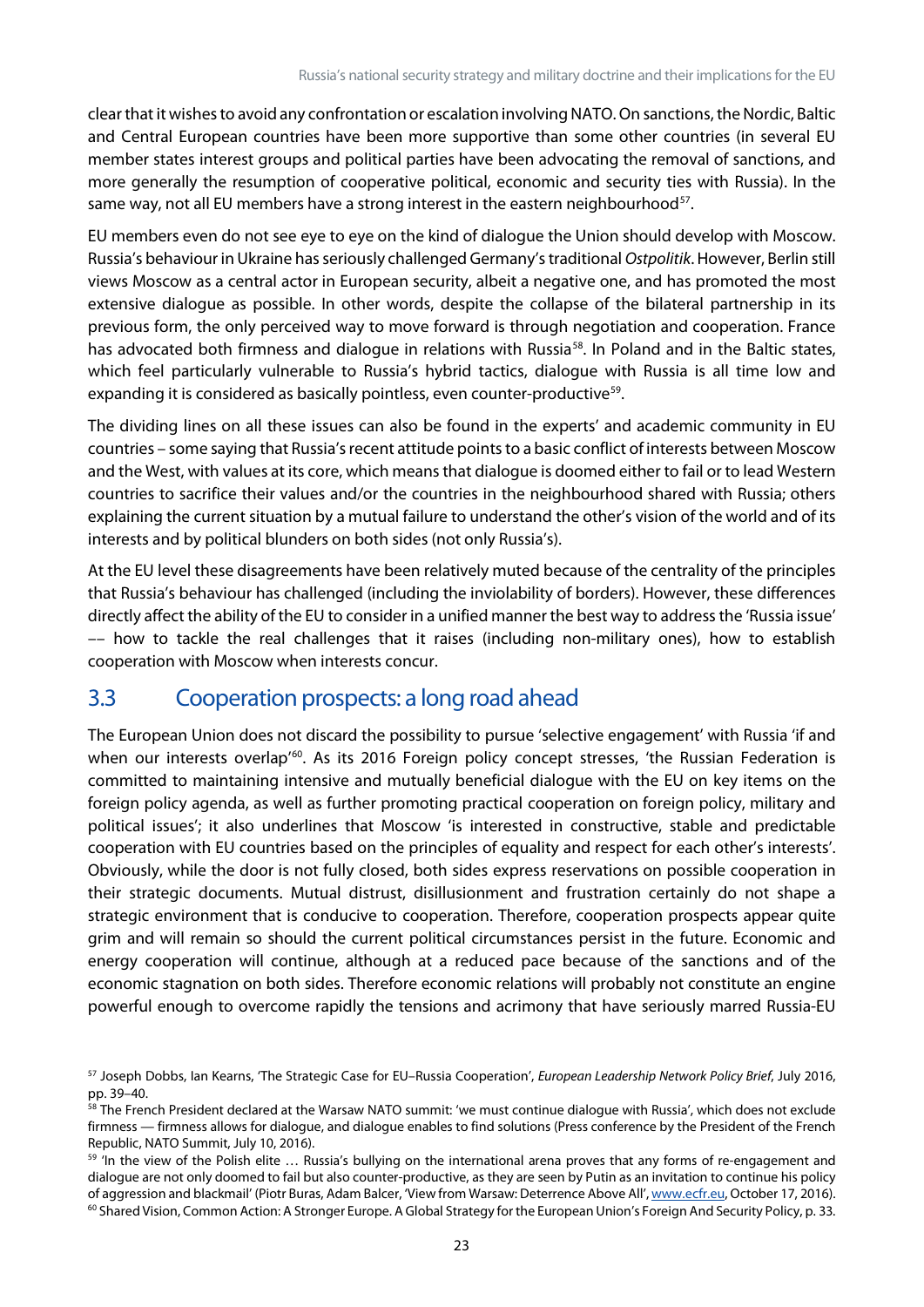clear that it wishes to avoid any confrontation or escalation involving NATO. On sanctions, the Nordic, Baltic and Central European countries have been more supportive than some other countries (in several EU member states interest groups and political parties have been advocating the removal of sanctions, and more generally the resumption of cooperative political, economic and security ties with Russia). In the same way, not all EU members have a strong interest in the eastern neighbourhood[57].

EU members even do not see eye to eye on the kind of dialogue the Union should develop with Moscow. Russia's behaviour in Ukraine has seriously challenged Germany's traditional *Ostpolitik*. However, Berlin still views Moscow as a central actor in European security, albeit a negative one, and has promoted the most extensive dialogue as possible. In other words, despite the collapse of the bilateral partnership in its previous form, the only perceived way to move forward is through negotiation and cooperation. France has advocated both firmness and dialogue in relations with Russia[58]. In Poland and in the Baltic states, which feel particularly vulnerable to Russia's hybrid tactics, dialogue with Russia is all time low and expanding it is considered as basically pointless, even counter-productive[59].

The dividing lines on all these issues can also be found in the experts' and academic community in EU countries – some saying that Russia's recent attitude points to a basic conflict of interests between Moscow and the West, with values at its core, which means that dialogue is doomed either to fail or to lead Western countries to sacrifice their values and/or the countries in the neighbourhood shared with Russia; others explaining the current situation by a mutual failure to understand the other's vision of the world and of its interests and by political blunders on both sides (not only Russia's).

At the EU level these disagreements have been relatively muted because of the centrality of the principles that Russia's behaviour has challenged (including the inviolability of borders). However, these differences directly affect the ability of the EU to consider in a unified manner the best way to address the 'Russia issue' –– how to tackle the real challenges that it raises (including non-military ones), how to establish cooperation with Moscow when interests concur.

## 3.3 Cooperation prospects: a long road ahead

The European Union does not discard the possibility to pursue 'selective engagement' with Russia 'if and when our interests overlap'[60]. As its 2016 Foreign policy concept stresses, 'the Russian Federation is committed to maintaining intensive and mutually beneficial dialogue with the EU on key items on the foreign policy agenda, as well as further promoting practical cooperation on foreign policy, military and political issues'; it also underlines that Moscow 'is interested in constructive, stable and predictable cooperation with EU countries based on the principles of equality and respect for each other's interests'. Obviously, while the door is not fully closed, both sides express reservations on possible cooperation in their strategic documents. Mutual distrust, disillusionment and frustration certainly do not shape a strategic environment that is conducive to cooperation. Therefore, cooperation prospects appear quite grim and will remain so should the current political circumstances persist in the future. Economic and energy cooperation will continue, although at a reduced pace because of the sanctions and of the economic stagnation on both sides. Therefore economic relations will probably not constitute an engine powerful enough to overcome rapidly the tensions and acrimony that have seriously marred Russia-EU

---

[57] Joseph Dobbs, Ian Kearns, 'The Strategic Case for EU–Russia Cooperation', *European Leadership Network Policy Brief*, July 2016, pp. 39–40.

[58] The French President declared at the Warsaw NATO summit: 'we must continue dialogue with Russia', which does not exclude firmness — firmness allows for dialogue, and dialogue enables to find solutions (Press conference by the President of the French Republic, NATO Summit, July 10, 2016).

[59] 'In the view of the Polish elite … Russia's bullying on the international arena proves that any forms of re-engagement and dialogue are not only doomed to fail but also counter-productive, as they are seen by Putin as an invitation to continue his policy of aggression and blackmail' (Piotr Buras, Adam Balcer, 'View from Warsaw: Deterrence Above All', www.ecfr.eu, October 17, 2016).

[60] Shared Vision, Common Action: A Stronger Europe. A Global Strategy for the European Union's Foreign And Security Policy, p. 33.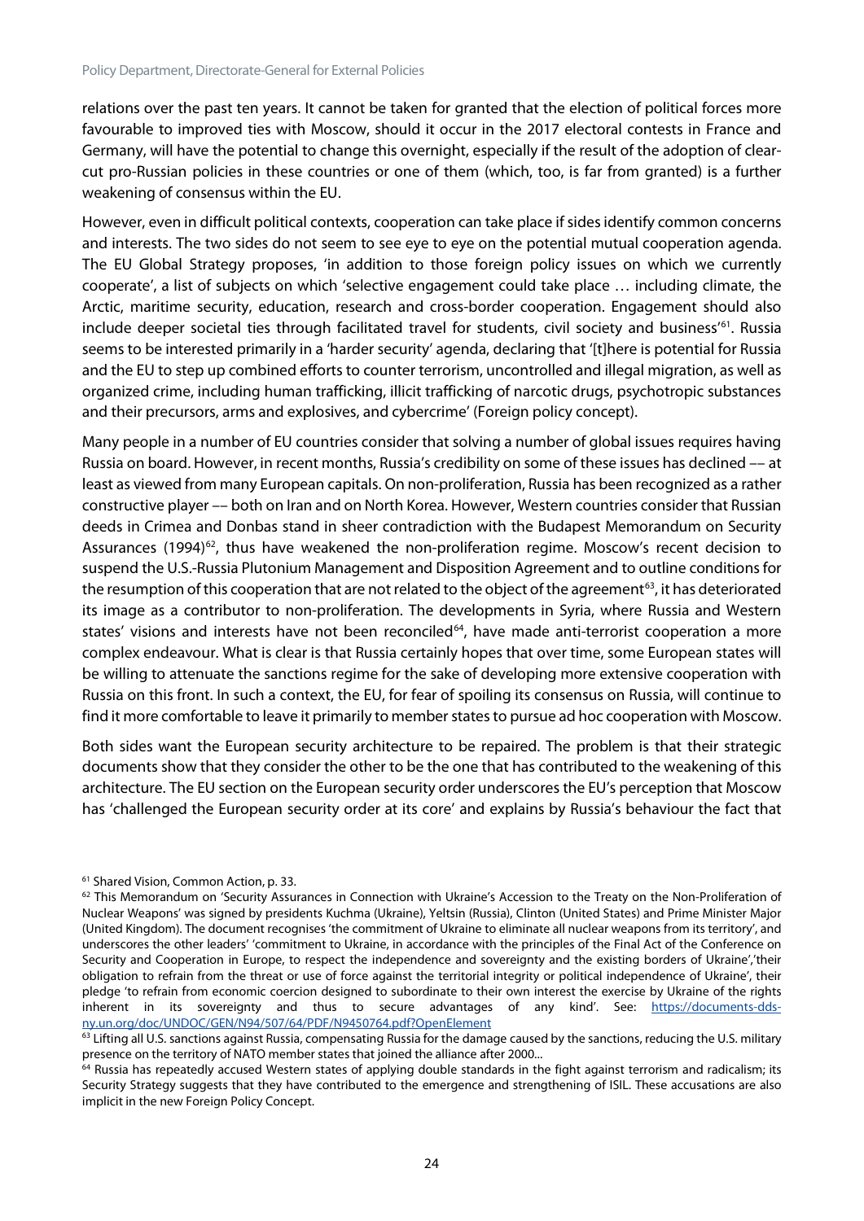relations over the past ten years. It cannot be taken for granted that the election of political forces more favourable to improved ties with Moscow, should it occur in the 2017 electoral contests in France and Germany, will have the potential to change this overnight, especially if the result of the adoption of clear-cut pro-Russian policies in these countries or one of them (which, too, is far from granted) is a further weakening of consensus within the EU.

However, even in difficult political contexts, cooperation can take place if sides identify common concerns and interests. The two sides do not seem to see eye to eye on the potential mutual cooperation agenda. The EU Global Strategy proposes, 'in addition to those foreign policy issues on which we currently cooperate', a list of subjects on which 'selective engagement could take place … including climate, the Arctic, maritime security, education, research and cross-border cooperation. Engagement should also include deeper societal ties through facilitated travel for students, civil society and business'[61]. Russia seems to be interested primarily in a 'harder security' agenda, declaring that '[t]here is potential for Russia and the EU to step up combined efforts to counter terrorism, uncontrolled and illegal migration, as well as organized crime, including human trafficking, illicit trafficking of narcotic drugs, psychotropic substances and their precursors, arms and explosives, and cybercrime' (Foreign policy concept).

Many people in a number of EU countries consider that solving a number of global issues requires having Russia on board. However, in recent months, Russia's credibility on some of these issues has declined –– at least as viewed from many European capitals. On non-proliferation, Russia has been recognized as a rather constructive player –– both on Iran and on North Korea. However, Western countries consider that Russian deeds in Crimea and Donbas stand in sheer contradiction with the Budapest Memorandum on Security Assurances (1994)[62], thus have weakened the non-proliferation regime. Moscow's recent decision to suspend the U.S.-Russia Plutonium Management and Disposition Agreement and to outline conditions for the resumption of this cooperation that are not related to the object of the agreement[63], it has deteriorated its image as a contributor to non-proliferation. The developments in Syria, where Russia and Western states' visions and interests have not been reconciled[64], have made anti-terrorist cooperation a more complex endeavour. What is clear is that Russia certainly hopes that over time, some European states will be willing to attenuate the sanctions regime for the sake of developing more extensive cooperation with Russia on this front. In such a context, the EU, for fear of spoiling its consensus on Russia, will continue to find it more comfortable to leave it primarily to member states to pursue ad hoc cooperation with Moscow.

Both sides want the European security architecture to be repaired. The problem is that their strategic documents show that they consider the other to be the one that has contributed to the weakening of this architecture. The EU section on the European security order underscores the EU's perception that Moscow has 'challenged the European security order at its core' and explains by Russia's behaviour the fact that

---

[61] Shared Vision, Common Action, p. 33.

[62] This Memorandum on 'Security Assurances in Connection with Ukraine's Accession to the Treaty on the Non-Proliferation of Nuclear Weapons' was signed by presidents Kuchma (Ukraine), Yeltsin (Russia), Clinton (United States) and Prime Minister Major (United Kingdom). The document recognises 'the commitment of Ukraine to eliminate all nuclear weapons from its territory', and underscores the other leaders' 'commitment to Ukraine, in accordance with the principles of the Final Act of the Conference on Security and Cooperation in Europe, to respect the independence and sovereignty and the existing borders of Ukraine','their obligation to refrain from the threat or use of force against the territorial integrity or political independence of Ukraine', their pledge 'to refrain from economic coercion designed to subordinate to their own interest the exercise by Ukraine of the rights inherent in its sovereignty and thus to secure advantages of any kind'. See: https://documents-dds-ny.un.org/doc/UNDOC/GEN/N94/507/64/PDF/N9450764.pdf?OpenElement

[63] Lifting all U.S. sanctions against Russia, compensating Russia for the damage caused by the sanctions, reducing the U.S. military presence on the territory of NATO member states that joined the alliance after 2000...

[64] Russia has repeatedly accused Western states of applying double standards in the fight against terrorism and radicalism; its Security Strategy suggests that they have contributed to the emergence and strengthening of ISIL. These accusations are also implicit in the new Foreign Policy Concept.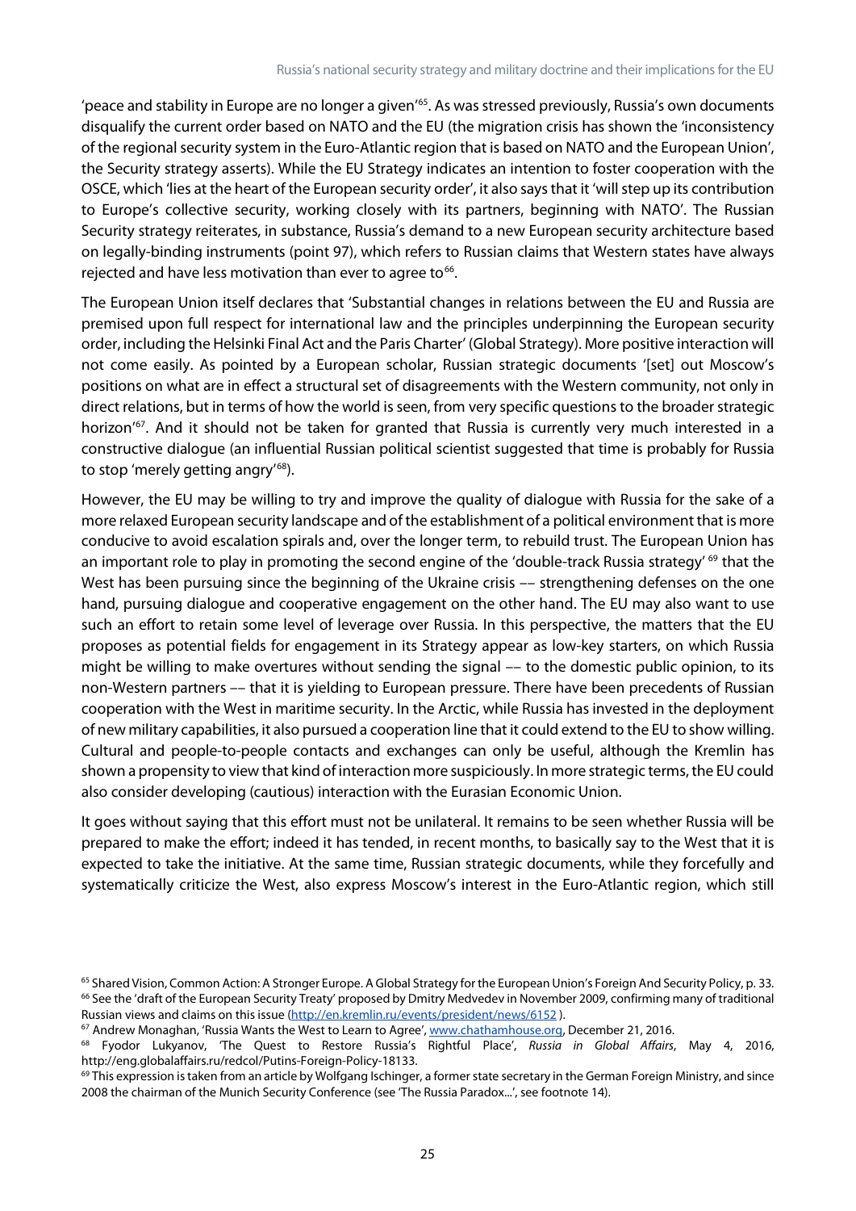'peace and stability in Europe are no longer a given'[65]. As was stressed previously, Russia's own documents disqualify the current order based on NATO and the EU (the migration crisis has shown the 'inconsistency of the regional security system in the Euro-Atlantic region that is based on NATO and the European Union', the Security strategy asserts). While the EU Strategy indicates an intention to foster cooperation with the OSCE, which 'lies at the heart of the European security order', it also says that it 'will step up its contribution to Europe's collective security, working closely with its partners, beginning with NATO'. The Russian Security strategy reiterates, in substance, Russia's demand to a new European security architecture based on legally-binding instruments (point 97), which refers to Russian claims that Western states have always rejected and have less motivation than ever to agree to[66].

The European Union itself declares that 'Substantial changes in relations between the EU and Russia are premised upon full respect for international law and the principles underpinning the European security order, including the Helsinki Final Act and the Paris Charter' (Global Strategy). More positive interaction will not come easily. As pointed by a European scholar, Russian strategic documents '[set] out Moscow's positions on what are in effect a structural set of disagreements with the Western community, not only in direct relations, but in terms of how the world is seen, from very specific questions to the broader strategic horizon'[67]. And it should not be taken for granted that Russia is currently very much interested in a constructive dialogue (an influential Russian political scientist suggested that time is probably for Russia to stop 'merely getting angry'[68]).

However, the EU may be willing to try and improve the quality of dialogue with Russia for the sake of a more relaxed European security landscape and of the establishment of a political environment that is more conducive to avoid escalation spirals and, over the longer term, to rebuild trust. The European Union has an important role to play in promoting the second engine of the 'double-track Russia strategy' [69] that the West has been pursuing since the beginning of the Ukraine crisis –– strengthening defenses on the one hand, pursuing dialogue and cooperative engagement on the other hand. The EU may also want to use such an effort to retain some level of leverage over Russia. In this perspective, the matters that the EU proposes as potential fields for engagement in its Strategy appear as low-key starters, on which Russia might be willing to make overtures without sending the signal –– to the domestic public opinion, to its non-Western partners –– that it is yielding to European pressure. There have been precedents of Russian cooperation with the West in maritime security. In the Arctic, while Russia has invested in the deployment of new military capabilities, it also pursued a cooperation line that it could extend to the EU to show willing. Cultural and people-to-people contacts and exchanges can only be useful, although the Kremlin has shown a propensity to view that kind of interaction more suspiciously. In more strategic terms, the EU could also consider developing (cautious) interaction with the Eurasian Economic Union.

It goes without saying that this effort must not be unilateral. It remains to be seen whether Russia will be prepared to make the effort; indeed it has tended, in recent months, to basically say to the West that it is expected to take the initiative. At the same time, Russian strategic documents, while they forcefully and systematically criticize the West, also express Moscow's interest in the Euro-Atlantic region, which still

---

[65] Shared Vision, Common Action: A Stronger Europe. A Global Strategy for the European Union's Foreign And Security Policy, p. 33.

[66] See the 'draft of the European Security Treaty' proposed by Dmitry Medvedev in November 2009, confirming many of traditional Russian views and claims on this issue (http://en.kremlin.ru/events/president/news/6152 ).

[67] Andrew Monaghan, 'Russia Wants the West to Learn to Agree', www.chathamhouse.org, December 21, 2016.

[68] Fyodor Lukyanov, 'The Quest to Restore Russia's Rightful Place', *Russia in Global Affairs*, May 4, 2016, http://eng.globalaffairs.ru/redcol/Putins-Foreign-Policy-18133.

[69] This expression is taken from an article by Wolfgang Ischinger, a former state secretary in the German Foreign Ministry, and since 2008 the chairman of the Munich Security Conference (see 'The Russia Paradox...', see footnote 14).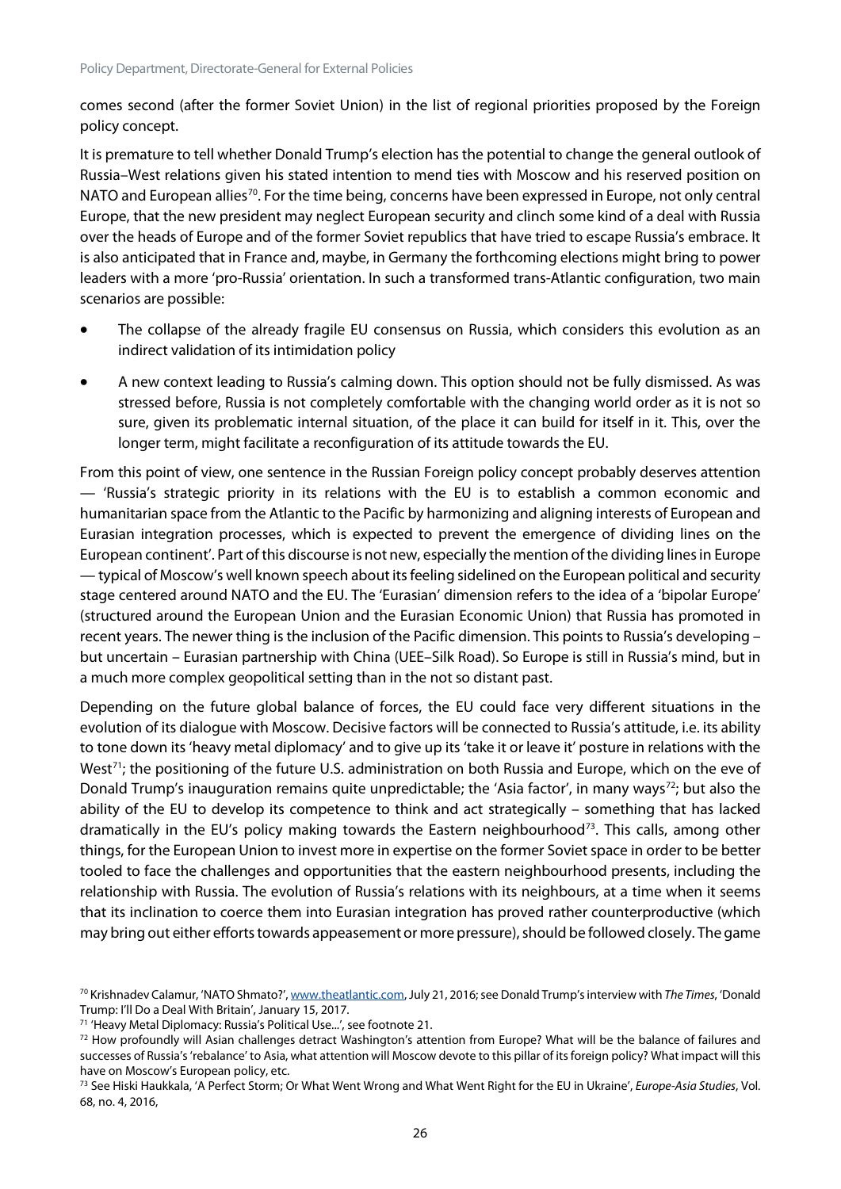comes second (after the former Soviet Union) in the list of regional priorities proposed by the Foreign policy concept.

It is premature to tell whether Donald Trump's election has the potential to change the general outlook of Russia–West relations given his stated intention to mend ties with Moscow and his reserved position on NATO and European allies[70]. For the time being, concerns have been expressed in Europe, not only central Europe, that the new president may neglect European security and clinch some kind of a deal with Russia over the heads of Europe and of the former Soviet republics that have tried to escape Russia's embrace. It is also anticipated that in France and, maybe, in Germany the forthcoming elections might bring to power leaders with a more 'pro-Russia' orientation. In such a transformed trans-Atlantic configuration, two main scenarios are possible:

- The collapse of the already fragile EU consensus on Russia, which considers this evolution as an indirect validation of its intimidation policy
- A new context leading to Russia's calming down. This option should not be fully dismissed. As was stressed before, Russia is not completely comfortable with the changing world order as it is not so sure, given its problematic internal situation, of the place it can build for itself in it. This, over the longer term, might facilitate a reconfiguration of its attitude towards the EU.

From this point of view, one sentence in the Russian Foreign policy concept probably deserves attention — 'Russia's strategic priority in its relations with the EU is to establish a common economic and humanitarian space from the Atlantic to the Pacific by harmonizing and aligning interests of European and Eurasian integration processes, which is expected to prevent the emergence of dividing lines on the European continent'. Part of this discourse is not new, especially the mention of the dividing lines in Europe — typical of Moscow's well known speech about its feeling sidelined on the European political and security stage centered around NATO and the EU. The 'Eurasian' dimension refers to the idea of a 'bipolar Europe' (structured around the European Union and the Eurasian Economic Union) that Russia has promoted in recent years. The newer thing is the inclusion of the Pacific dimension. This points to Russia's developing – but uncertain – Eurasian partnership with China (UEE–Silk Road). So Europe is still in Russia's mind, but in a much more complex geopolitical setting than in the not so distant past.

Depending on the future global balance of forces, the EU could face very different situations in the evolution of its dialogue with Moscow. Decisive factors will be connected to Russia's attitude, i.e. its ability to tone down its 'heavy metal diplomacy' and to give up its 'take it or leave it' posture in relations with the West[71]; the positioning of the future U.S. administration on both Russia and Europe, which on the eve of Donald Trump's inauguration remains quite unpredictable; the 'Asia factor', in many ways[72]; but also the ability of the EU to develop its competence to think and act strategically – something that has lacked dramatically in the EU's policy making towards the Eastern neighbourhood[73]. This calls, among other things, for the European Union to invest more in expertise on the former Soviet space in order to be better tooled to face the challenges and opportunities that the eastern neighbourhood presents, including the relationship with Russia. The evolution of Russia's relations with its neighbours, at a time when it seems that its inclination to coerce them into Eurasian integration has proved rather counterproductive (which may bring out either efforts towards appeasement or more pressure), should be followed closely. The game

[70] Krishnadev Calamur, 'NATO Shmato?', www.theatlantic.com, July 21, 2016; see Donald Trump's interview with *The Times*, 'Donald Trump: I'll Do a Deal With Britain', January 15, 2017.

[71] 'Heavy Metal Diplomacy: Russia's Political Use...', see footnote 21.

[72] How profoundly will Asian challenges detract Washington's attention from Europe? What will be the balance of failures and successes of Russia's 'rebalance' to Asia, what attention will Moscow devote to this pillar of its foreign policy? What impact will this have on Moscow's European policy, etc.

[73] See Hiski Haukkala, 'A Perfect Storm; Or What Went Wrong and What Went Right for the EU in Ukraine', *Europe-Asia Studies*, Vol. 68, no. 4, 2016,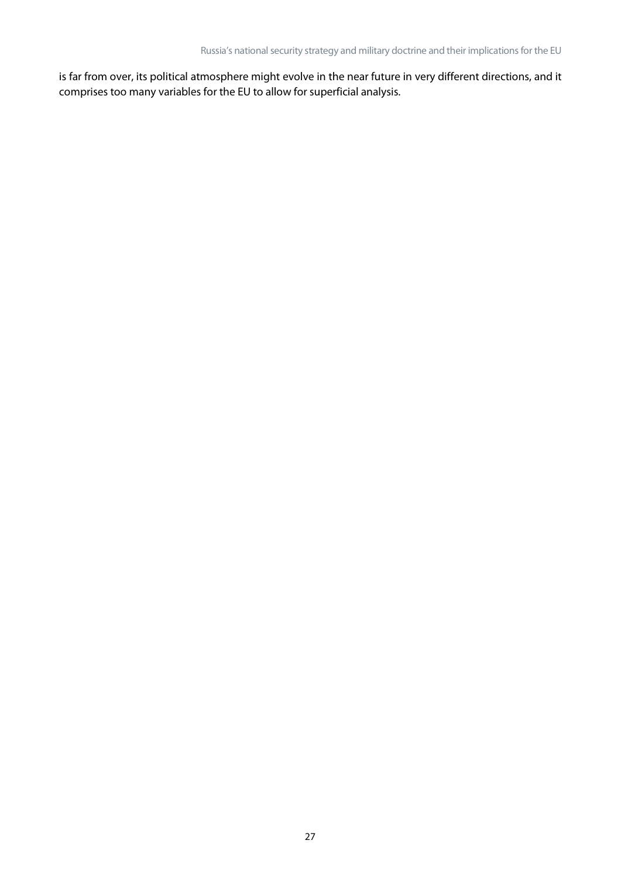is far from over, its political atmosphere might evolve in the near future in very different directions, and it comprises too many variables for the EU to allow for superficial analysis.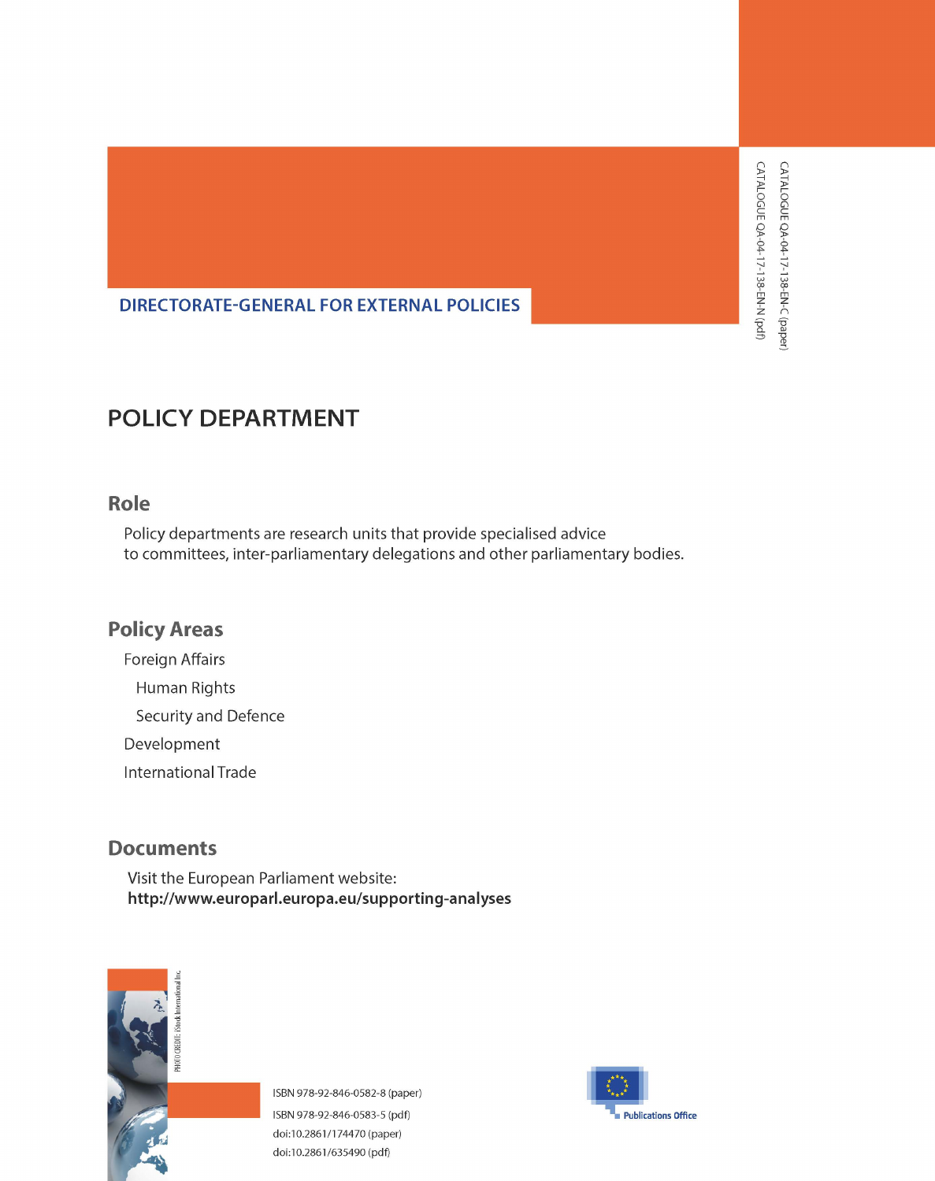CATALOGUE QA-04-17-138-EN-C (paper)
CATALOGUE QA-04-17-138-EN-N (pdf)

DIRECTORATE-GENERAL FOR EXTERNAL POLICIES

# POLICY DEPARTMENT

## Role

Policy departments are research units that provide specialised advice to committees, inter-parliamentary delegations and other parliamentary bodies.

## Policy Areas

- Foreign Affairs
  - Human Rights
  - Security and Defence
- Development
- International Trade

## Documents

Visit the European Parliament website:
**http://www.europarl.europa.eu/supporting-analyses**

PHOTO CREDIT: iStock International Inc.

ISBN 978-92-846-0582-8 (paper)
ISBN 978-92-846-0583-5 (pdf)
doi:10.2861/174470 (paper)
doi:10.2861/635490 (pdf)

Publications Office